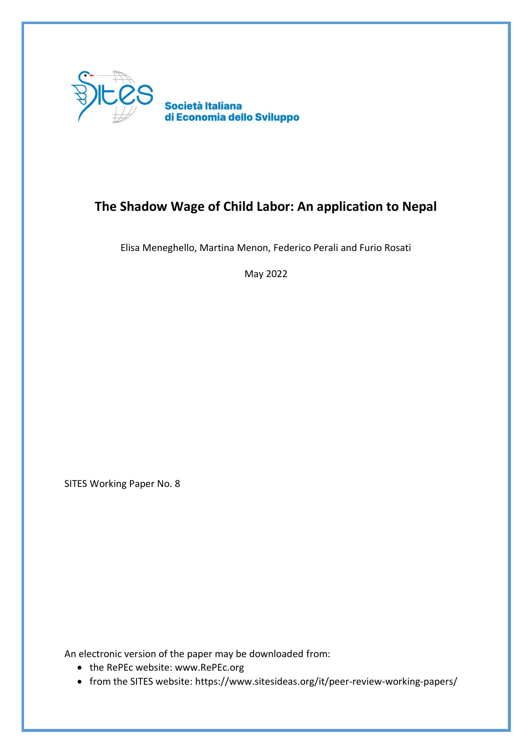Società Italiana
di Economia dello Sviluppo

# The Shadow Wage of Child Labor: An application to Nepal

Elisa Meneghello, Martina Menon, Federico Perali and Furio Rosati

May 2022

SITES Working Paper No. 8

An electronic version of the paper may be downloaded from:

- the RePEc website: www.RePEc.org
- from the SITES website: https://www.sitesideas.org/it/peer-review-working-papers/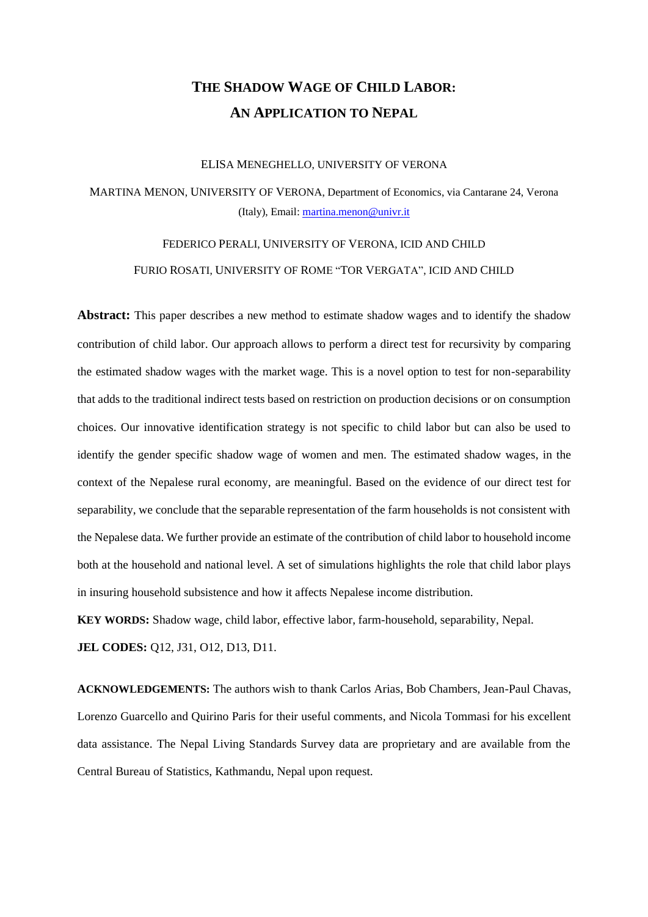# THE SHADOW WAGE OF CHILD LABOR: AN APPLICATION TO NEPAL

ELISA MENEGHELLO, UNIVERSITY OF VERONA

MARTINA MENON, UNIVERSITY OF VERONA, Department of Economics, via Cantarane 24, Verona (Italy), Email: martina.menon@univr.it

FEDERICO PERALI, UNIVERSITY OF VERONA, ICID AND CHILD

FURIO ROSATI, UNIVERSITY OF ROME "TOR VERGATA", ICID AND CHILD

**Abstract:** This paper describes a new method to estimate shadow wages and to identify the shadow contribution of child labor. Our approach allows to perform a direct test for recursivity by comparing the estimated shadow wages with the market wage. This is a novel option to test for non-separability that adds to the traditional indirect tests based on restriction on production decisions or on consumption choices. Our innovative identification strategy is not specific to child labor but can also be used to identify the gender specific shadow wage of women and men. The estimated shadow wages, in the context of the Nepalese rural economy, are meaningful. Based on the evidence of our direct test for separability, we conclude that the separable representation of the farm households is not consistent with the Nepalese data. We further provide an estimate of the contribution of child labor to household income both at the household and national level. A set of simulations highlights the role that child labor plays in insuring household subsistence and how it affects Nepalese income distribution.

**KEY WORDS:** Shadow wage, child labor, effective labor, farm-household, separability, Nepal.

**JEL CODES:** Q12, J31, O12, D13, D11.

**ACKNOWLEDGEMENTS:** The authors wish to thank Carlos Arias, Bob Chambers, Jean-Paul Chavas, Lorenzo Guarcello and Quirino Paris for their useful comments, and Nicola Tommasi for his excellent data assistance. The Nepal Living Standards Survey data are proprietary and are available from the Central Bureau of Statistics, Kathmandu, Nepal upon request.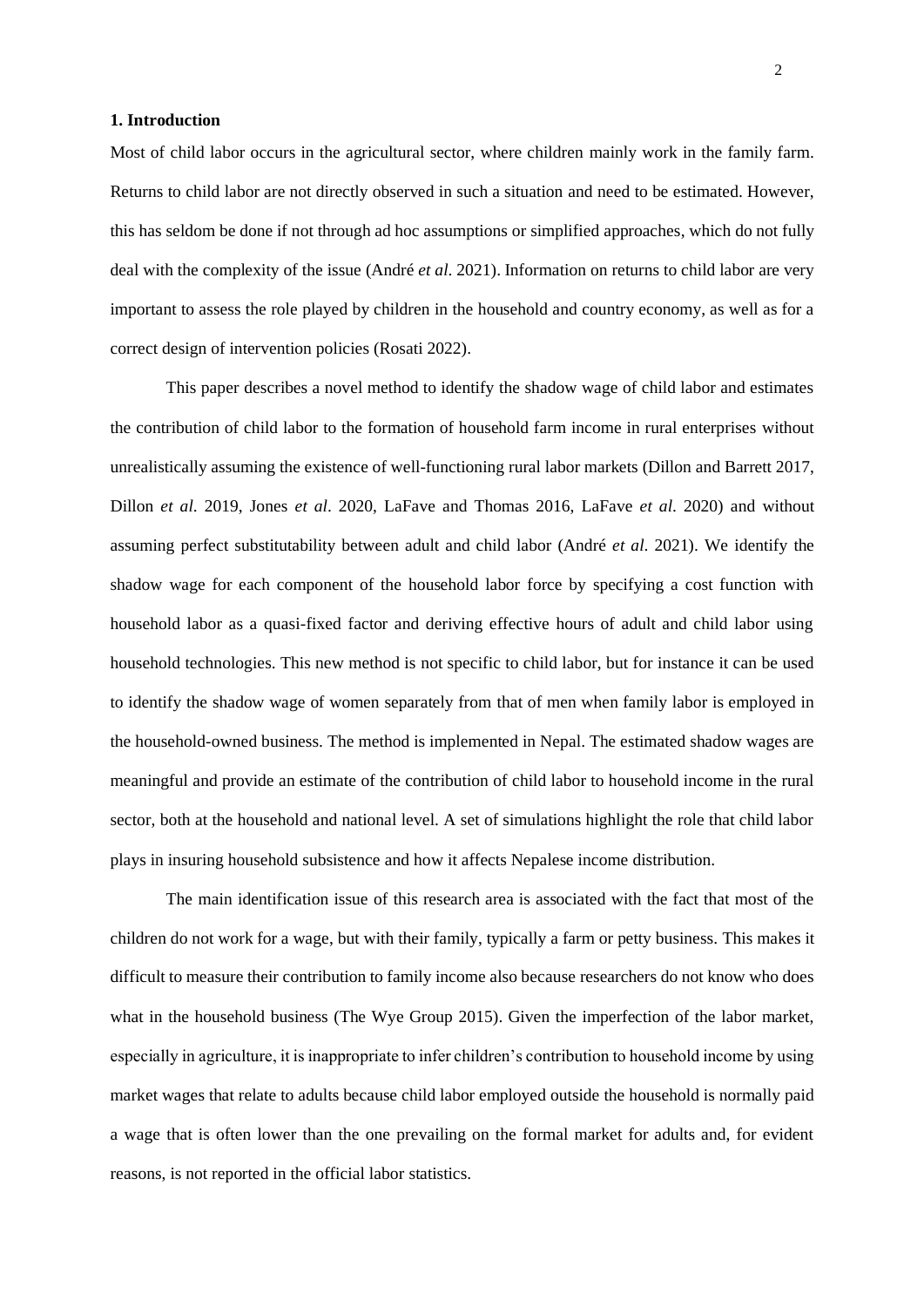## 1. Introduction

Most of child labor occurs in the agricultural sector, where children mainly work in the family farm. Returns to child labor are not directly observed in such a situation and need to be estimated. However, this has seldom be done if not through ad hoc assumptions or simplified approaches, which do not fully deal with the complexity of the issue (André *et al*. 2021). Information on returns to child labor are very important to assess the role played by children in the household and country economy, as well as for a correct design of intervention policies (Rosati 2022).

This paper describes a novel method to identify the shadow wage of child labor and estimates the contribution of child labor to the formation of household farm income in rural enterprises without unrealistically assuming the existence of well-functioning rural labor markets (Dillon and Barrett 2017, Dillon *et al*. 2019, Jones *et al*. 2020, LaFave and Thomas 2016, LaFave *et al*. 2020) and without assuming perfect substitutability between adult and child labor (André *et al*. 2021). We identify the shadow wage for each component of the household labor force by specifying a cost function with household labor as a quasi-fixed factor and deriving effective hours of adult and child labor using household technologies. This new method is not specific to child labor, but for instance it can be used to identify the shadow wage of women separately from that of men when family labor is employed in the household-owned business. The method is implemented in Nepal. The estimated shadow wages are meaningful and provide an estimate of the contribution of child labor to household income in the rural sector, both at the household and national level. A set of simulations highlight the role that child labor plays in insuring household subsistence and how it affects Nepalese income distribution.

The main identification issue of this research area is associated with the fact that most of the children do not work for a wage, but with their family, typically a farm or petty business. This makes it difficult to measure their contribution to family income also because researchers do not know who does what in the household business (The Wye Group 2015). Given the imperfection of the labor market, especially in agriculture, it is inappropriate to infer children's contribution to household income by using market wages that relate to adults because child labor employed outside the household is normally paid a wage that is often lower than the one prevailing on the formal market for adults and, for evident reasons, is not reported in the official labor statistics.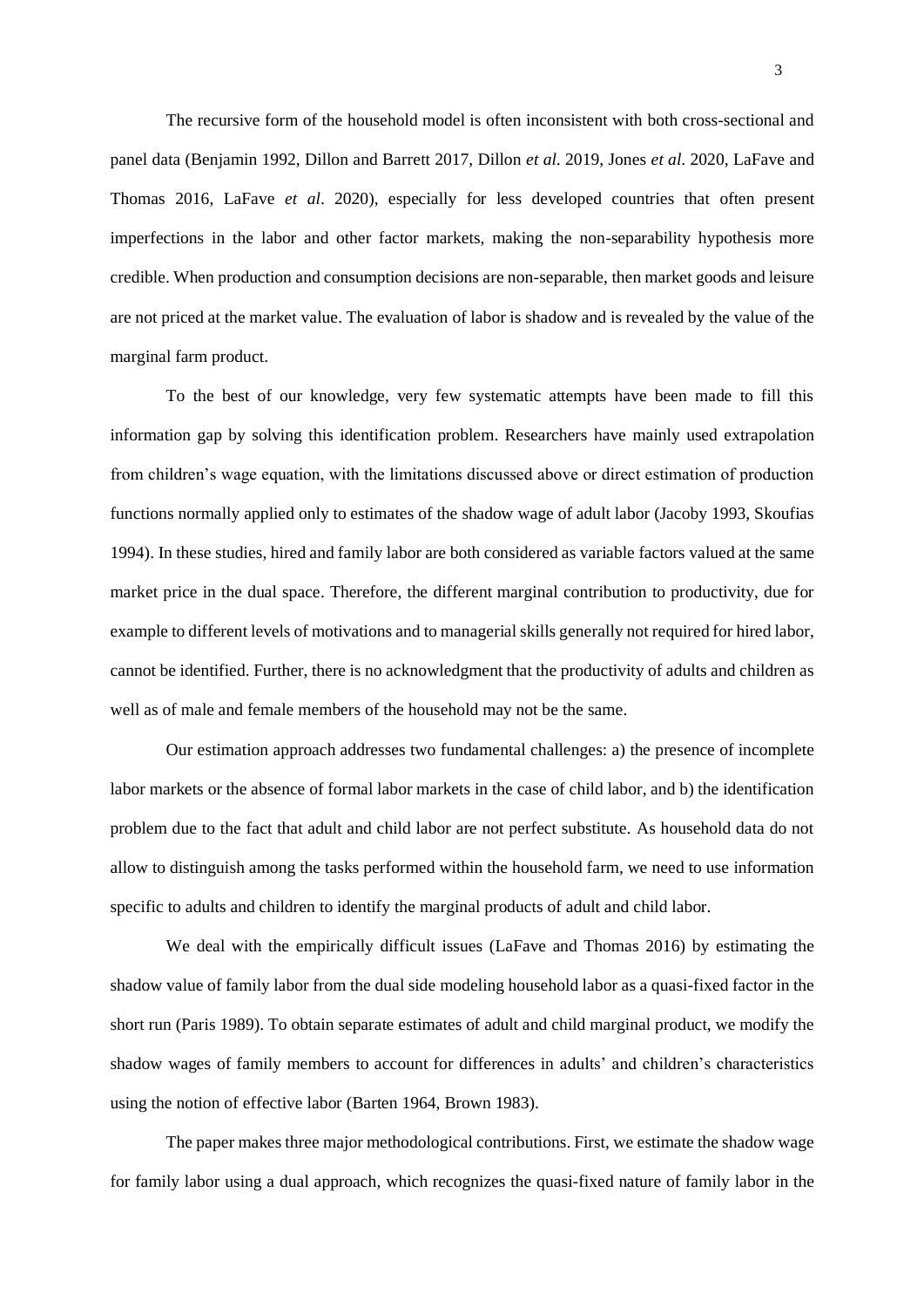The recursive form of the household model is often inconsistent with both cross-sectional and panel data (Benjamin 1992, Dillon and Barrett 2017, Dillon *et al.* 2019, Jones *et al.* 2020, LaFave and Thomas 2016, LaFave *et al*. 2020), especially for less developed countries that often present imperfections in the labor and other factor markets, making the non-separability hypothesis more credible. When production and consumption decisions are non-separable, then market goods and leisure are not priced at the market value. The evaluation of labor is shadow and is revealed by the value of the marginal farm product.

To the best of our knowledge, very few systematic attempts have been made to fill this information gap by solving this identification problem. Researchers have mainly used extrapolation from children's wage equation, with the limitations discussed above or direct estimation of production functions normally applied only to estimates of the shadow wage of adult labor (Jacoby 1993, Skoufias 1994). In these studies, hired and family labor are both considered as variable factors valued at the same market price in the dual space. Therefore, the different marginal contribution to productivity, due for example to different levels of motivations and to managerial skills generally not required for hired labor, cannot be identified. Further, there is no acknowledgment that the productivity of adults and children as well as of male and female members of the household may not be the same.

Our estimation approach addresses two fundamental challenges: a) the presence of incomplete labor markets or the absence of formal labor markets in the case of child labor, and b) the identification problem due to the fact that adult and child labor are not perfect substitute. As household data do not allow to distinguish among the tasks performed within the household farm, we need to use information specific to adults and children to identify the marginal products of adult and child labor.

We deal with the empirically difficult issues (LaFave and Thomas 2016) by estimating the shadow value of family labor from the dual side modeling household labor as a quasi-fixed factor in the short run (Paris 1989). To obtain separate estimates of adult and child marginal product, we modify the shadow wages of family members to account for differences in adults' and children's characteristics using the notion of effective labor (Barten 1964, Brown 1983).

The paper makes three major methodological contributions. First, we estimate the shadow wage for family labor using a dual approach, which recognizes the quasi-fixed nature of family labor in the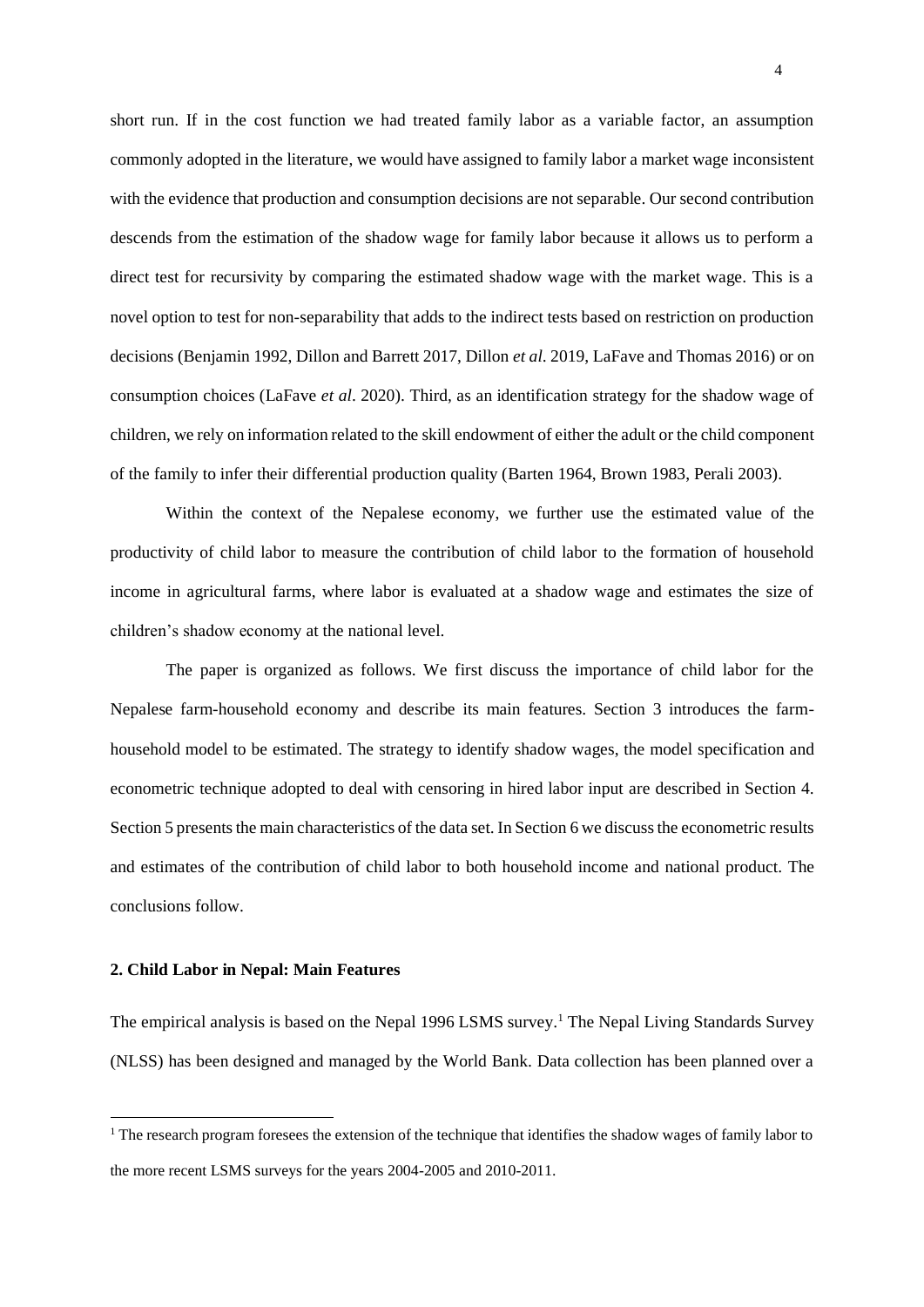short run. If in the cost function we had treated family labor as a variable factor, an assumption commonly adopted in the literature, we would have assigned to family labor a market wage inconsistent with the evidence that production and consumption decisions are not separable. Our second contribution descends from the estimation of the shadow wage for family labor because it allows us to perform a direct test for recursivity by comparing the estimated shadow wage with the market wage. This is a novel option to test for non-separability that adds to the indirect tests based on restriction on production decisions (Benjamin 1992, Dillon and Barrett 2017, Dillon *et al.* 2019, LaFave and Thomas 2016) or on consumption choices (LaFave *et al*. 2020). Third, as an identification strategy for the shadow wage of children, we rely on information related to the skill endowment of either the adult or the child component of the family to infer their differential production quality (Barten 1964, Brown 1983, Perali 2003).

Within the context of the Nepalese economy, we further use the estimated value of the productivity of child labor to measure the contribution of child labor to the formation of household income in agricultural farms, where labor is evaluated at a shadow wage and estimates the size of children's shadow economy at the national level.

The paper is organized as follows. We first discuss the importance of child labor for the Nepalese farm-household economy and describe its main features. Section 3 introduces the farm-household model to be estimated. The strategy to identify shadow wages, the model specification and econometric technique adopted to deal with censoring in hired labor input are described in Section 4. Section 5 presents the main characteristics of the data set. In Section 6 we discuss the econometric results and estimates of the contribution of child labor to both household income and national product. The conclusions follow.

## 2. Child Labor in Nepal: Main Features

The empirical analysis is based on the Nepal 1996 LSMS survey.[1] The Nepal Living Standards Survey (NLSS) has been designed and managed by the World Bank. Data collection has been planned over a

[1] The research program foresees the extension of the technique that identifies the shadow wages of family labor to the more recent LSMS surveys for the years 2004-2005 and 2010-2011.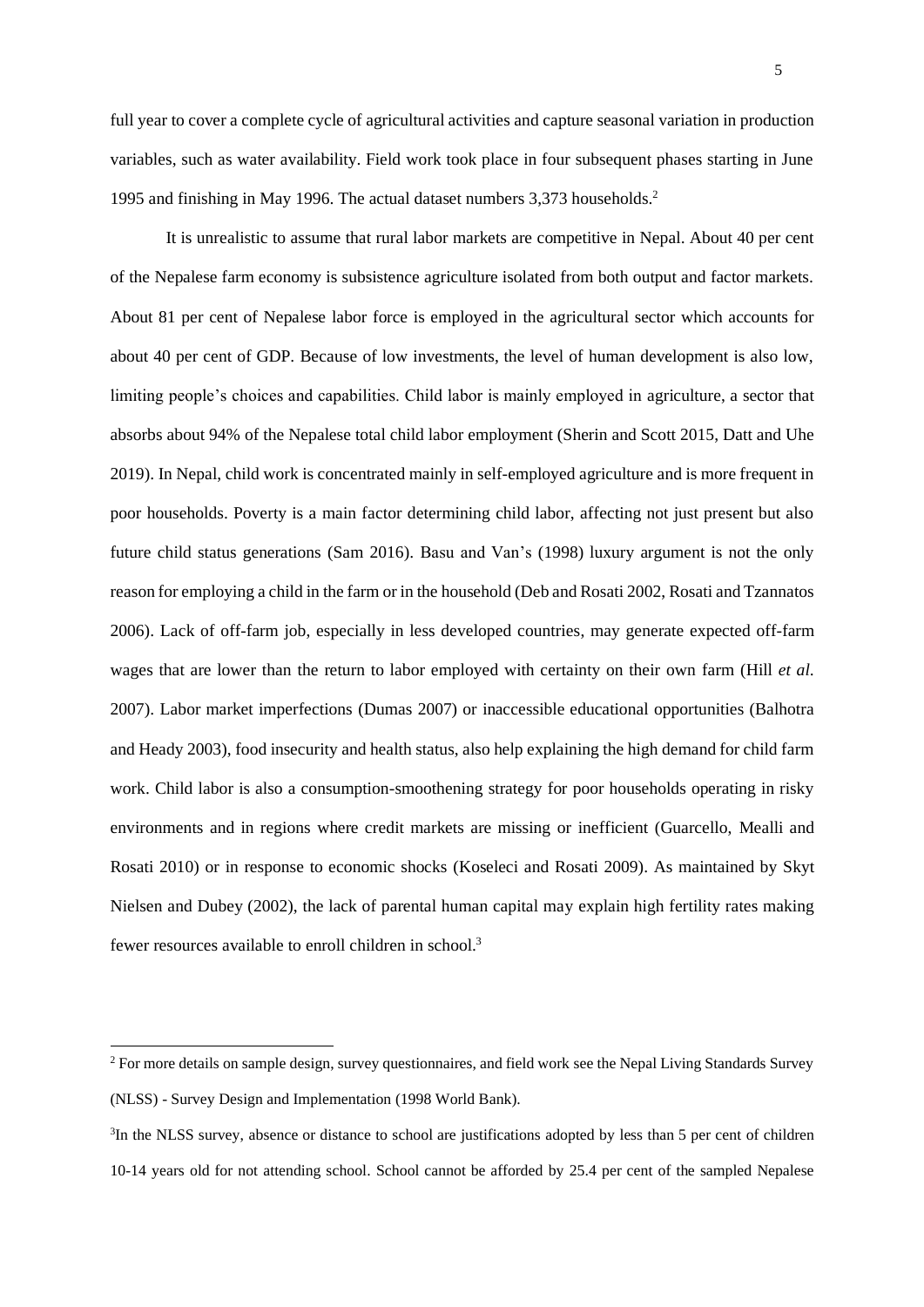full year to cover a complete cycle of agricultural activities and capture seasonal variation in production variables, such as water availability. Field work took place in four subsequent phases starting in June 1995 and finishing in May 1996. The actual dataset numbers 3,373 households.[2]

It is unrealistic to assume that rural labor markets are competitive in Nepal. About 40 per cent of the Nepalese farm economy is subsistence agriculture isolated from both output and factor markets. About 81 per cent of Nepalese labor force is employed in the agricultural sector which accounts for about 40 per cent of GDP. Because of low investments, the level of human development is also low, limiting people's choices and capabilities. Child labor is mainly employed in agriculture, a sector that absorbs about 94% of the Nepalese total child labor employment (Sherin and Scott 2015, Datt and Uhe 2019). In Nepal, child work is concentrated mainly in self-employed agriculture and is more frequent in poor households. Poverty is a main factor determining child labor, affecting not just present but also future child status generations (Sam 2016). Basu and Van's (1998) luxury argument is not the only reason for employing a child in the farm or in the household (Deb and Rosati 2002, Rosati and Tzannatos 2006). Lack of off-farm job, especially in less developed countries, may generate expected off-farm wages that are lower than the return to labor employed with certainty on their own farm (Hill *et al.* 2007). Labor market imperfections (Dumas 2007) or inaccessible educational opportunities (Balhotra and Heady 2003), food insecurity and health status, also help explaining the high demand for child farm work. Child labor is also a consumption-smoothening strategy for poor households operating in risky environments and in regions where credit markets are missing or inefficient (Guarcello, Mealli and Rosati 2010) or in response to economic shocks (Koseleci and Rosati 2009). As maintained by Skyt Nielsen and Dubey (2002), the lack of parental human capital may explain high fertility rates making fewer resources available to enroll children in school.[3]

---

[2] For more details on sample design, survey questionnaires, and field work see the Nepal Living Standards Survey (NLSS) - Survey Design and Implementation (1998 World Bank).

[3] In the NLSS survey, absence or distance to school are justifications adopted by less than 5 per cent of children 10-14 years old for not attending school. School cannot be afforded by 25.4 per cent of the sampled Nepalese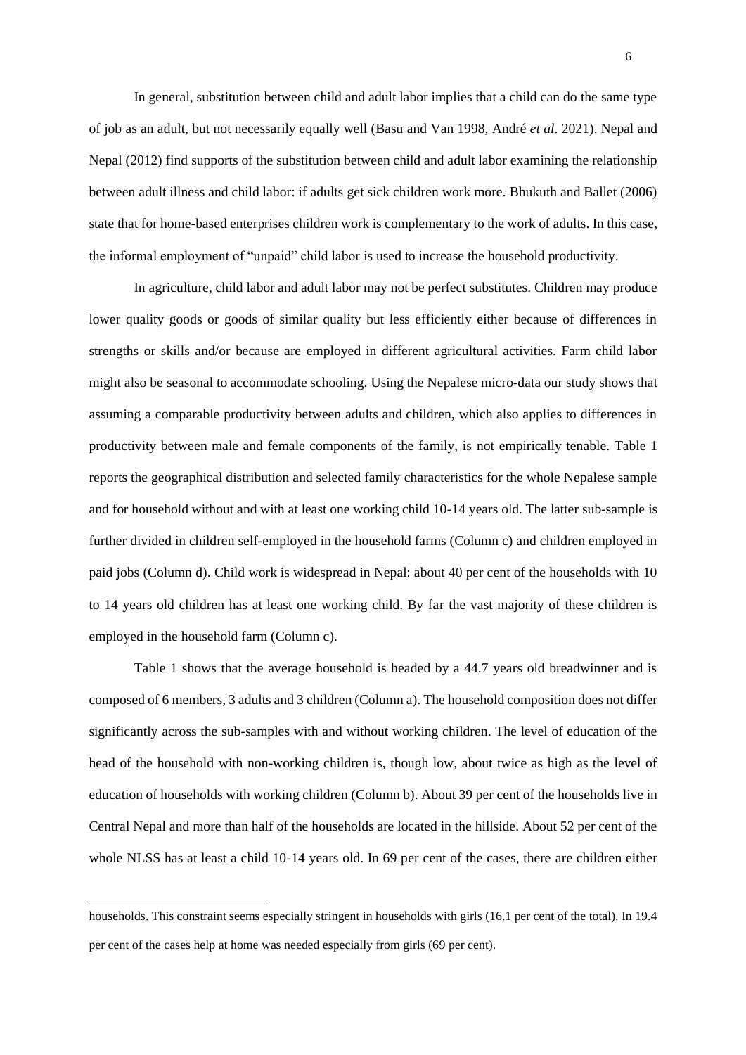In general, substitution between child and adult labor implies that a child can do the same type of job as an adult, but not necessarily equally well (Basu and Van 1998, André *et al*. 2021). Nepal and Nepal (2012) find supports of the substitution between child and adult labor examining the relationship between adult illness and child labor: if adults get sick children work more. Bhukuth and Ballet (2006) state that for home-based enterprises children work is complementary to the work of adults. In this case, the informal employment of "unpaid" child labor is used to increase the household productivity.

In agriculture, child labor and adult labor may not be perfect substitutes. Children may produce lower quality goods or goods of similar quality but less efficiently either because of differences in strengths or skills and/or because are employed in different agricultural activities. Farm child labor might also be seasonal to accommodate schooling. Using the Nepalese micro-data our study shows that assuming a comparable productivity between adults and children, which also applies to differences in productivity between male and female components of the family, is not empirically tenable. Table 1 reports the geographical distribution and selected family characteristics for the whole Nepalese sample and for household without and with at least one working child 10-14 years old. The latter sub-sample is further divided in children self-employed in the household farms (Column c) and children employed in paid jobs (Column d). Child work is widespread in Nepal: about 40 per cent of the households with 10 to 14 years old children has at least one working child. By far the vast majority of these children is employed in the household farm (Column c).

Table 1 shows that the average household is headed by a 44.7 years old breadwinner and is composed of 6 members, 3 adults and 3 children (Column a). The household composition does not differ significantly across the sub-samples with and without working children. The level of education of the head of the household with non-working children is, though low, about twice as high as the level of education of households with working children (Column b). About 39 per cent of the households live in Central Nepal and more than half of the households are located in the hillside. About 52 per cent of the whole NLSS has at least a child 10-14 years old. In 69 per cent of the cases, there are children either

households. This constraint seems especially stringent in households with girls (16.1 per cent of the total). In 19.4 per cent of the cases help at home was needed especially from girls (69 per cent).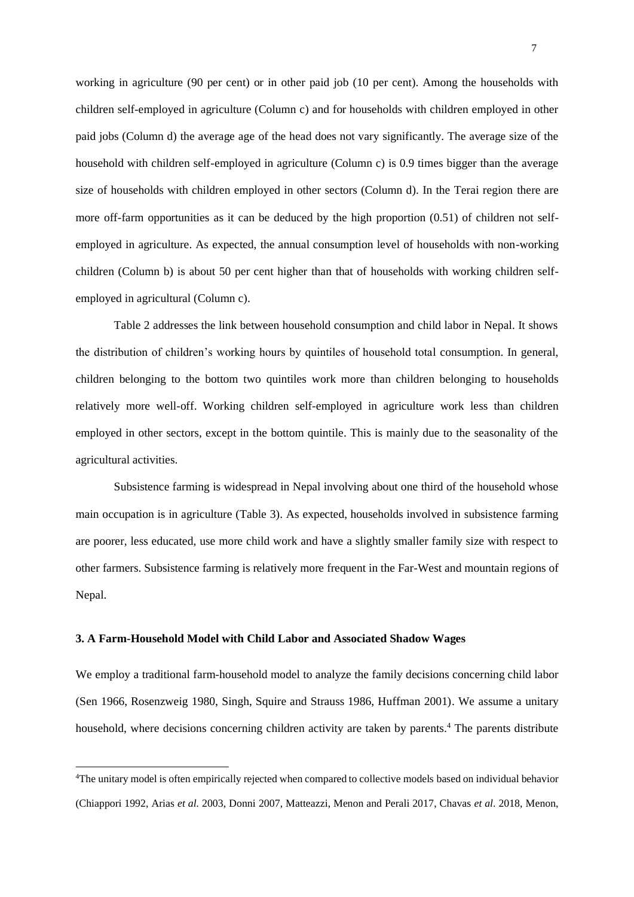working in agriculture (90 per cent) or in other paid job (10 per cent). Among the households with children self-employed in agriculture (Column c) and for households with children employed in other paid jobs (Column d) the average age of the head does not vary significantly. The average size of the household with children self-employed in agriculture (Column c) is 0.9 times bigger than the average size of households with children employed in other sectors (Column d). In the Terai region there are more off-farm opportunities as it can be deduced by the high proportion (0.51) of children not self-employed in agriculture. As expected, the annual consumption level of households with non-working children (Column b) is about 50 per cent higher than that of households with working children self-employed in agricultural (Column c).

Table 2 addresses the link between household consumption and child labor in Nepal. It shows the distribution of children's working hours by quintiles of household total consumption. In general, children belonging to the bottom two quintiles work more than children belonging to households relatively more well-off. Working children self-employed in agriculture work less than children employed in other sectors, except in the bottom quintile. This is mainly due to the seasonality of the agricultural activities.

Subsistence farming is widespread in Nepal involving about one third of the household whose main occupation is in agriculture (Table 3). As expected, households involved in subsistence farming are poorer, less educated, use more child work and have a slightly smaller family size with respect to other farmers. Subsistence farming is relatively more frequent in the Far-West and mountain regions of Nepal.

### 3. A Farm-Household Model with Child Labor and Associated Shadow Wages

We employ a traditional farm-household model to analyze the family decisions concerning child labor (Sen 1966, Rosenzweig 1980, Singh, Squire and Strauss 1986, Huffman 2001). We assume a unitary household, where decisions concerning children activity are taken by parents.[4] The parents distribute

[4] The unitary model is often empirically rejected when compared to collective models based on individual behavior (Chiappori 1992, Arias *et al.* 2003, Donni 2007, Matteazzi, Menon and Perali 2017, Chavas *et al*. 2018, Menon,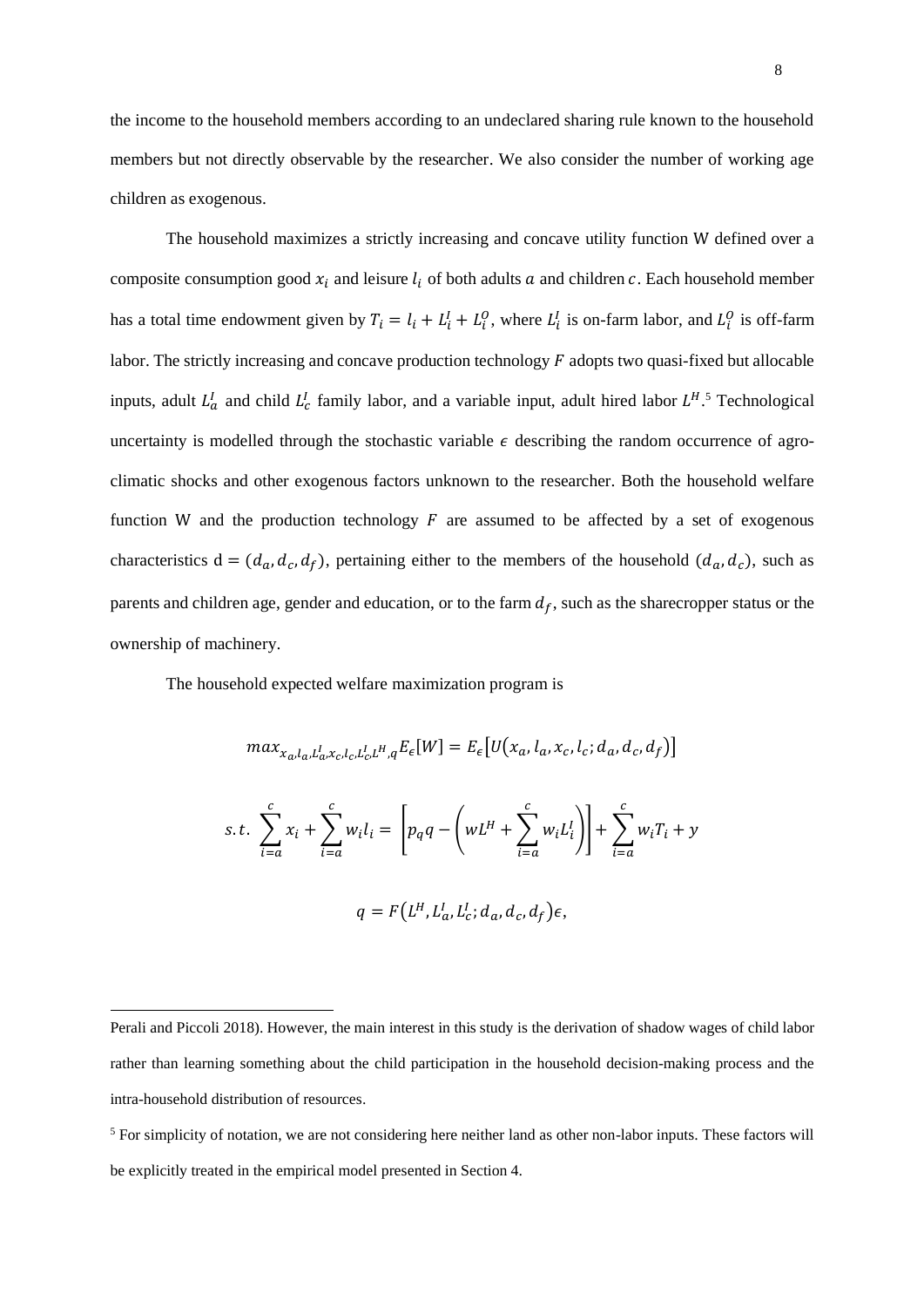the income to the household members according to an undeclared sharing rule known to the household members but not directly observable by the researcher. We also consider the number of working age children as exogenous.

The household maximizes a strictly increasing and concave utility function W defined over a composite consumption good $x_i$ and leisure $l_i$ of both adults $a$ and children $c$. Each household member has a total time endowment given by $T_i = l_i + L_i^I + L_i^O$, where $L_i^I$ is on-farm labor, and $L_i^O$ is off-farm labor. The strictly increasing and concave production technology $F$ adopts two quasi-fixed but allocable inputs, adult $L_a^I$ and child $L_c^I$ family labor, and a variable input, adult hired labor $L^H$.[5] Technological uncertainty is modelled through the stochastic variable $\epsilon$ describing the random occurrence of agro-climatic shocks and other exogenous factors unknown to the researcher. Both the household welfare function W and the production technology $F$ are assumed to be affected by a set of exogenous characteristics $\mathrm{d} = (d_a, d_c, d_f)$, pertaining either to the members of the household $(d_a, d_c)$, such as parents and children age, gender and education, or to the farm $d_f$, such as the sharecropper status or the ownership of machinery.

The household expected welfare maximization program is

$$max_{x_a, l_a, L_a^I, x_c, l_c, L_c^I, L^H, q} E_\epsilon[W] = E_\epsilon\left[U\left(x_a, l_a, x_c, l_c; d_a, d_c, d_f\right)\right]$$

$$s.t. \sum_{i=a}^{c} x_i + \sum_{i=a}^{c} w_i l_i = \left[p_q q - \left(wL^H + \sum_{i=a}^{c} w_i L_i^I\right)\right] + \sum_{i=a}^{c} w_i T_i + y$$

$$q = F\left(L^H, L_a^I, L_c^I; d_a, d_c, d_f\right)\epsilon,$$

---

Perali and Piccoli 2018). However, the main interest in this study is the derivation of shadow wages of child labor rather than learning something about the child participation in the household decision-making process and the intra-household distribution of resources.

[5] For simplicity of notation, we are not considering here neither land as other non-labor inputs. These factors will be explicitly treated in the empirical model presented in Section 4.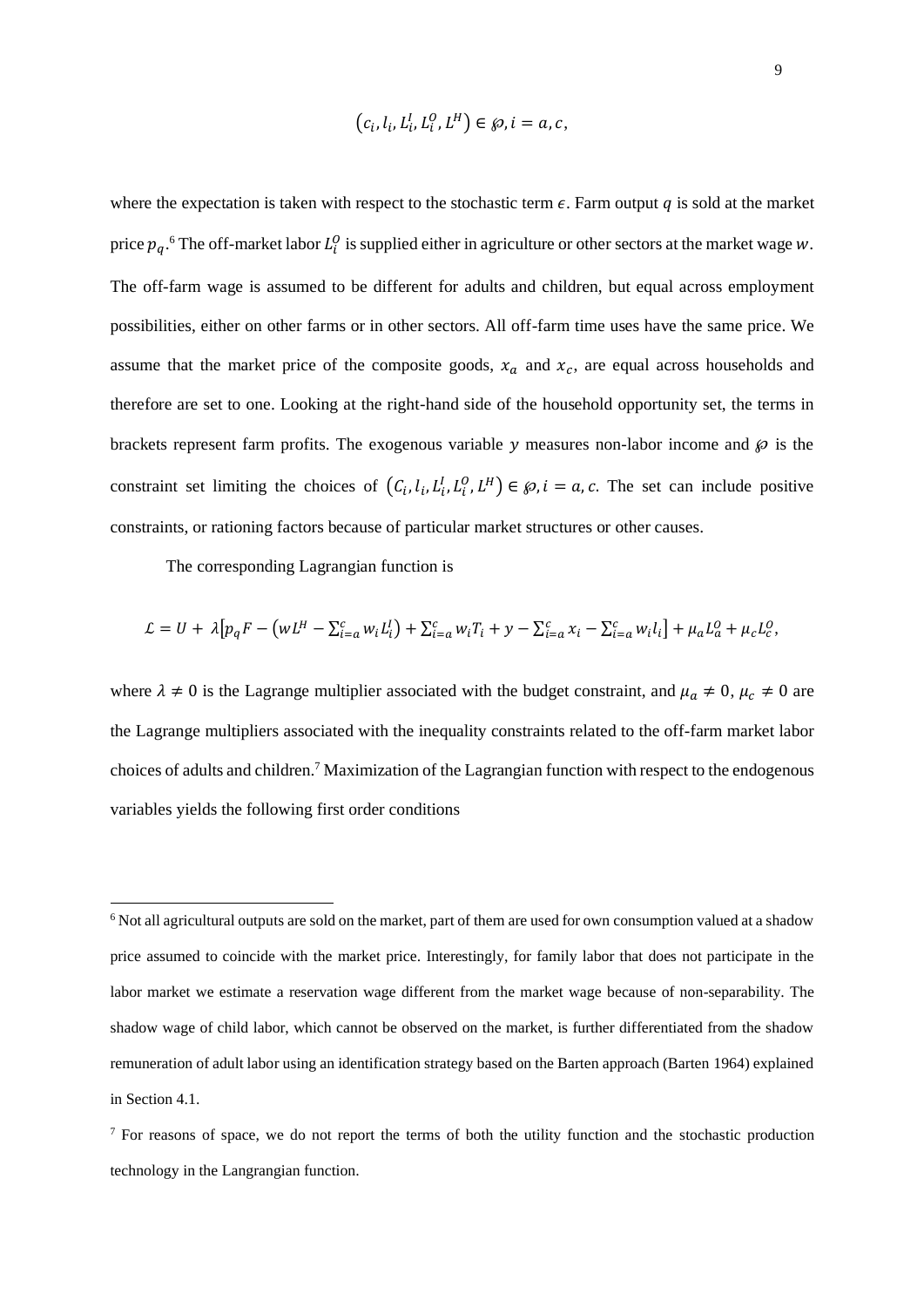$$\left(c_i, l_i, L_i^I, L_i^O, L^H\right) \in \wp, i = a, c,$$

where the expectation is taken with respect to the stochastic term $\epsilon$. Farm output $q$ is sold at the market price $p_q$.[6] The off-market labor $L_i^O$ is supplied either in agriculture or other sectors at the market wage $w$. The off-farm wage is assumed to be different for adults and children, but equal across employment possibilities, either on other farms or in other sectors. All off-farm time uses have the same price. We assume that the market price of the composite goods, $x_a$ and $x_c$, are equal across households and therefore are set to one. Looking at the right-hand side of the household opportunity set, the terms in brackets represent farm profits. The exogenous variable $y$ measures non-labor income and $\wp$ is the constraint set limiting the choices of $\left(C_i, l_i, L_i^I, L_i^O, L^H\right) \in \wp, i = a, c$. The set can include positive constraints, or rationing factors because of particular market structures or other causes.

The corresponding Lagrangian function is

$$\mathcal{L} = U + \lambda\left[p_q F - \left(wL^H - \sum_{i=a}^{c} w_i L_i^I\right) + \sum_{i=a}^{c} w_i T_i + y - \sum_{i=a}^{c} x_i - \sum_{i=a}^{c} w_i l_i\right] + \mu_a L_a^O + \mu_c L_c^O,$$

where $\lambda \neq 0$ is the Lagrange multiplier associated with the budget constraint, and $\mu_a \neq 0$, $\mu_c \neq 0$ are the Lagrange multipliers associated with the inequality constraints related to the off-farm market labor choices of adults and children.[7] Maximization of the Lagrangian function with respect to the endogenous variables yields the following first order conditions

---

[6] Not all agricultural outputs are sold on the market, part of them are used for own consumption valued at a shadow price assumed to coincide with the market price. Interestingly, for family labor that does not participate in the labor market we estimate a reservation wage different from the market wage because of non-separability. The shadow wage of child labor, which cannot be observed on the market, is further differentiated from the shadow remuneration of adult labor using an identification strategy based on the Barten approach (Barten 1964) explained in Section 4.1.

[7] For reasons of space, we do not report the terms of both the utility function and the stochastic production technology in the Langrangian function.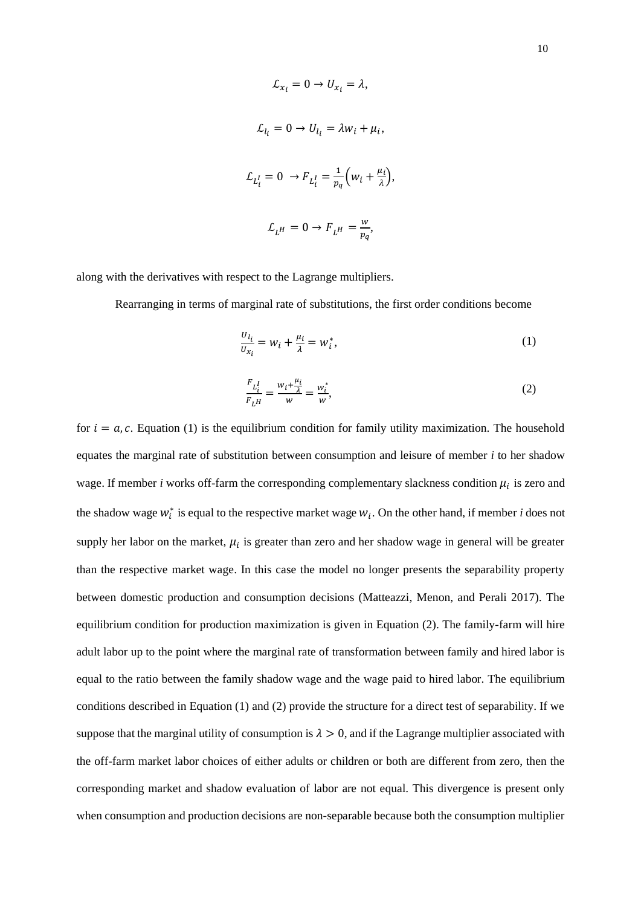$$\mathcal{L}_{x_i} = 0 \rightarrow U_{x_i} = \lambda,$$

$$\mathcal{L}_{l_i} = 0 \rightarrow U_{l_i} = \lambda w_i + \mu_i,$$

$$\mathcal{L}_{L_i^I} = 0 \ \rightarrow F_{L_i^I} = \frac{1}{p_q}\left(w_i + \frac{\mu_i}{\lambda}\right),$$

$$\mathcal{L}_{L^H} = 0 \rightarrow F_{L^H} = \frac{w}{p_q},$$

along with the derivatives with respect to the Lagrange multipliers.

Rearranging in terms of marginal rate of substitutions, the first order conditions become

$$\frac{U_{l_i}}{U_{x_i}} = w_i + \frac{\mu_i}{\lambda} = w_i^*, \tag{1}$$

$$\frac{F_{L_i^I}}{F_{L^H}} = \frac{w_i + \frac{\mu_i}{\lambda}}{w} = \frac{w_i^*}{w}, \tag{2}$$

for $i = a, c$. Equation (1) is the equilibrium condition for family utility maximization. The household equates the marginal rate of substitution between consumption and leisure of member *i* to her shadow wage. If member *i* works off-farm the corresponding complementary slackness condition $\mu_i$ is zero and the shadow wage $w_i^*$ is equal to the respective market wage $w_i$. On the other hand, if member *i* does not supply her labor on the market, $\mu_i$ is greater than zero and her shadow wage in general will be greater than the respective market wage. In this case the model no longer presents the separability property between domestic production and consumption decisions (Matteazzi, Menon, and Perali 2017). The equilibrium condition for production maximization is given in Equation (2). The family-farm will hire adult labor up to the point where the marginal rate of transformation between family and hired labor is equal to the ratio between the family shadow wage and the wage paid to hired labor. The equilibrium conditions described in Equation (1) and (2) provide the structure for a direct test of separability. If we suppose that the marginal utility of consumption is $\lambda > 0$, and if the Lagrange multiplier associated with the off-farm market labor choices of either adults or children or both are different from zero, then the corresponding market and shadow evaluation of labor are not equal. This divergence is present only when consumption and production decisions are non-separable because both the consumption multiplier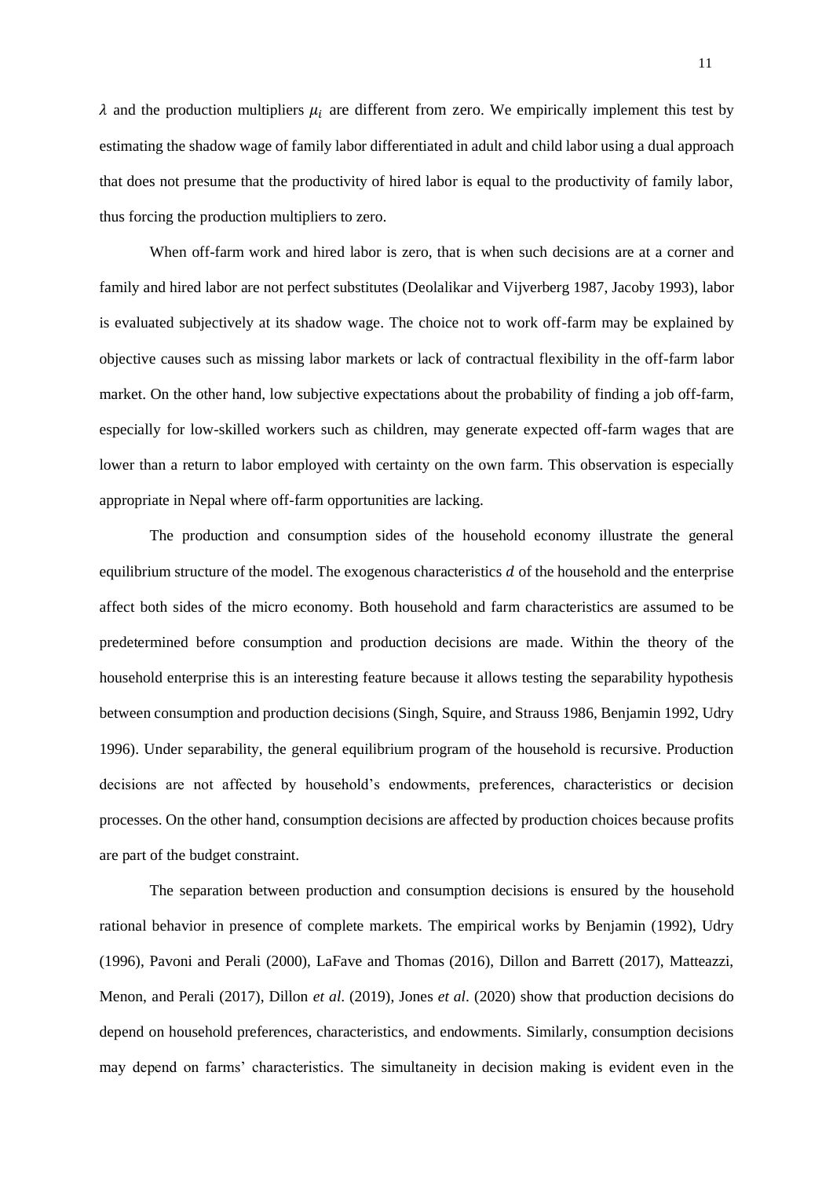$\lambda$ and the production multipliers $\mu_i$ are different from zero. We empirically implement this test by estimating the shadow wage of family labor differentiated in adult and child labor using a dual approach that does not presume that the productivity of hired labor is equal to the productivity of family labor, thus forcing the production multipliers to zero.

When off-farm work and hired labor is zero, that is when such decisions are at a corner and family and hired labor are not perfect substitutes (Deolalikar and Vijverberg 1987, Jacoby 1993), labor is evaluated subjectively at its shadow wage. The choice not to work off-farm may be explained by objective causes such as missing labor markets or lack of contractual flexibility in the off-farm labor market. On the other hand, low subjective expectations about the probability of finding a job off-farm, especially for low-skilled workers such as children, may generate expected off-farm wages that are lower than a return to labor employed with certainty on the own farm. This observation is especially appropriate in Nepal where off-farm opportunities are lacking.

The production and consumption sides of the household economy illustrate the general equilibrium structure of the model. The exogenous characteristics $d$ of the household and the enterprise affect both sides of the micro economy. Both household and farm characteristics are assumed to be predetermined before consumption and production decisions are made. Within the theory of the household enterprise this is an interesting feature because it allows testing the separability hypothesis between consumption and production decisions (Singh, Squire, and Strauss 1986, Benjamin 1992, Udry 1996). Under separability, the general equilibrium program of the household is recursive. Production decisions are not affected by household's endowments, preferences, characteristics or decision processes. On the other hand, consumption decisions are affected by production choices because profits are part of the budget constraint.

The separation between production and consumption decisions is ensured by the household rational behavior in presence of complete markets. The empirical works by Benjamin (1992), Udry (1996), Pavoni and Perali (2000), LaFave and Thomas (2016), Dillon and Barrett (2017), Matteazzi, Menon, and Perali (2017), Dillon *et al.* (2019), Jones *et al.* (2020) show that production decisions do depend on household preferences, characteristics, and endowments. Similarly, consumption decisions may depend on farms' characteristics. The simultaneity in decision making is evident even in the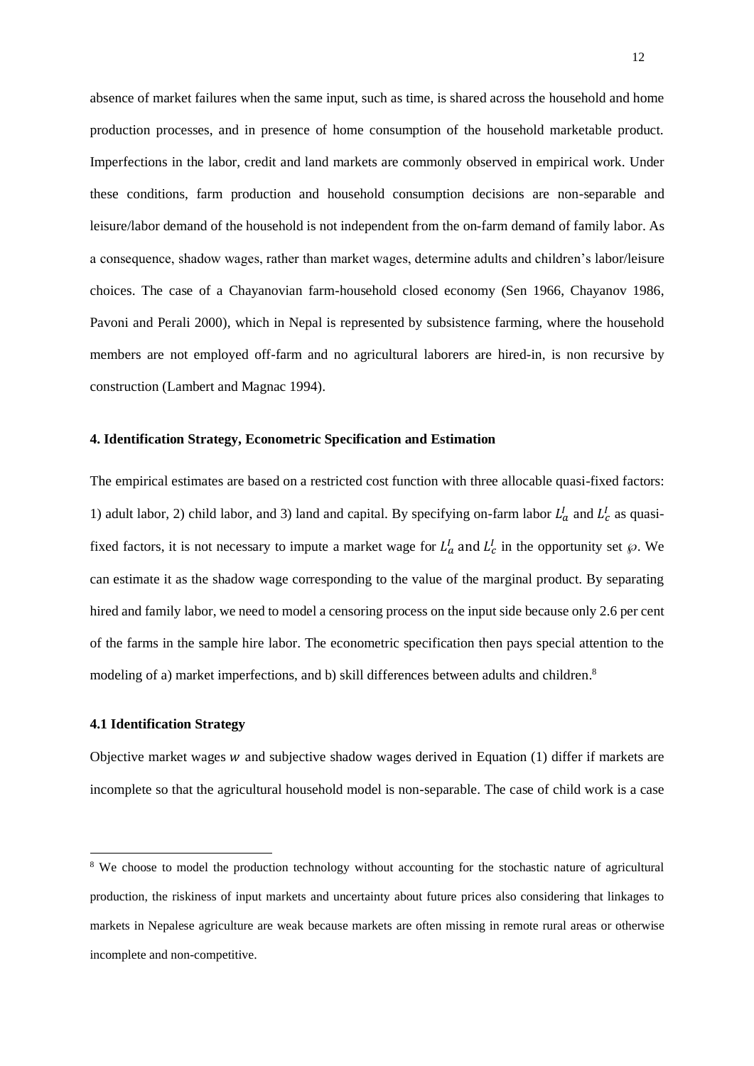absence of market failures when the same input, such as time, is shared across the household and home production processes, and in presence of home consumption of the household marketable product. Imperfections in the labor, credit and land markets are commonly observed in empirical work. Under these conditions, farm production and household consumption decisions are non-separable and leisure/labor demand of the household is not independent from the on-farm demand of family labor. As a consequence, shadow wages, rather than market wages, determine adults and children's labor/leisure choices. The case of a Chayanovian farm-household closed economy (Sen 1966, Chayanov 1986, Pavoni and Perali 2000), which in Nepal is represented by subsistence farming, where the household members are not employed off-farm and no agricultural laborers are hired-in, is non recursive by construction (Lambert and Magnac 1994).

### 4. Identification Strategy, Econometric Specification and Estimation

The empirical estimates are based on a restricted cost function with three allocable quasi-fixed factors: 1) adult labor, 2) child labor, and 3) land and capital. By specifying on-farm labor $L_a^I$ and $L_c^I$ as quasi-fixed factors, it is not necessary to impute a market wage for $L_a^I$ and $L_c^I$ in the opportunity set $\wp$. We can estimate it as the shadow wage corresponding to the value of the marginal product. By separating hired and family labor, we need to model a censoring process on the input side because only 2.6 per cent of the farms in the sample hire labor. The econometric specification then pays special attention to the modeling of a) market imperfections, and b) skill differences between adults and children.[8]

#### 4.1 Identification Strategy

Objective market wages $w$ and subjective shadow wages derived in Equation (1) differ if markets are incomplete so that the agricultural household model is non-separable. The case of child work is a case

[8] We choose to model the production technology without accounting for the stochastic nature of agricultural production, the riskiness of input markets and uncertainty about future prices also considering that linkages to markets in Nepalese agriculture are weak because markets are often missing in remote rural areas or otherwise incomplete and non-competitive.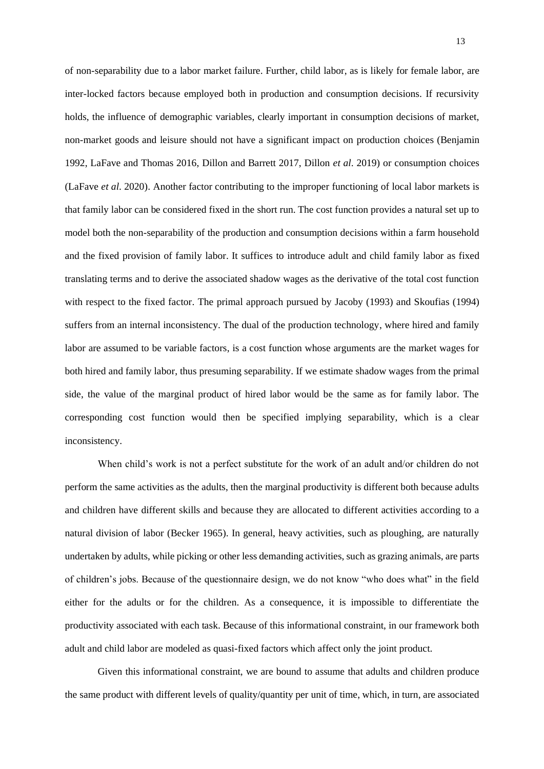of non-separability due to a labor market failure. Further, child labor, as is likely for female labor, are inter-locked factors because employed both in production and consumption decisions. If recursivity holds, the influence of demographic variables, clearly important in consumption decisions of market, non-market goods and leisure should not have a significant impact on production choices (Benjamin 1992, LaFave and Thomas 2016, Dillon and Barrett 2017, Dillon *et al*. 2019) or consumption choices (LaFave *et al*. 2020). Another factor contributing to the improper functioning of local labor markets is that family labor can be considered fixed in the short run. The cost function provides a natural set up to model both the non-separability of the production and consumption decisions within a farm household and the fixed provision of family labor. It suffices to introduce adult and child family labor as fixed translating terms and to derive the associated shadow wages as the derivative of the total cost function with respect to the fixed factor. The primal approach pursued by Jacoby (1993) and Skoufias (1994) suffers from an internal inconsistency. The dual of the production technology, where hired and family labor are assumed to be variable factors, is a cost function whose arguments are the market wages for both hired and family labor, thus presuming separability. If we estimate shadow wages from the primal side, the value of the marginal product of hired labor would be the same as for family labor. The corresponding cost function would then be specified implying separability, which is a clear inconsistency.

When child's work is not a perfect substitute for the work of an adult and/or children do not perform the same activities as the adults, then the marginal productivity is different both because adults and children have different skills and because they are allocated to different activities according to a natural division of labor (Becker 1965). In general, heavy activities, such as ploughing, are naturally undertaken by adults, while picking or other less demanding activities, such as grazing animals, are parts of children's jobs. Because of the questionnaire design, we do not know "who does what" in the field either for the adults or for the children. As a consequence, it is impossible to differentiate the productivity associated with each task. Because of this informational constraint, in our framework both adult and child labor are modeled as quasi-fixed factors which affect only the joint product.

Given this informational constraint, we are bound to assume that adults and children produce the same product with different levels of quality/quantity per unit of time, which, in turn, are associated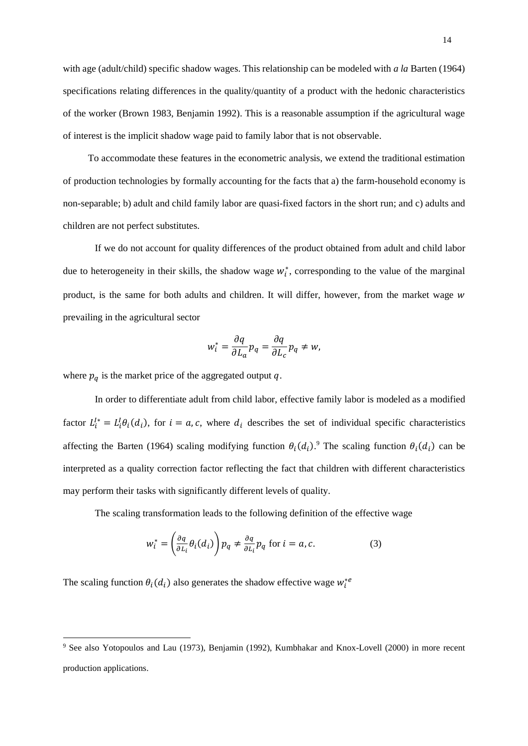with age (adult/child) specific shadow wages. This relationship can be modeled with *a la* Barten (1964) specifications relating differences in the quality/quantity of a product with the hedonic characteristics of the worker (Brown 1983, Benjamin 1992). This is a reasonable assumption if the agricultural wage of interest is the implicit shadow wage paid to family labor that is not observable.

To accommodate these features in the econometric analysis, we extend the traditional estimation of production technologies by formally accounting for the facts that a) the farm-household economy is non-separable; b) adult and child family labor are quasi-fixed factors in the short run; and c) adults and children are not perfect substitutes.

If we do not account for quality differences of the product obtained from adult and child labor due to heterogeneity in their skills, the shadow wage $w_i^*$, corresponding to the value of the marginal product, is the same for both adults and children. It will differ, however, from the market wage $w$ prevailing in the agricultural sector

$$w_i^* = \frac{\partial q}{\partial L_a} p_q = \frac{\partial q}{\partial L_c} p_q \neq w,$$

where $p_q$ is the market price of the aggregated output $q$.

In order to differentiate adult from child labor, effective family labor is modeled as a modified factor $L_i^{l*} = L_i^l \theta_i(d_i)$, for $i = a, c$, where $d_i$ describes the set of individual specific characteristics affecting the Barten (1964) scaling modifying function $\theta_i(d_i)$.[9] The scaling function $\theta_i(d_i)$ can be interpreted as a quality correction factor reflecting the fact that children with different characteristics may perform their tasks with significantly different levels of quality.

The scaling transformation leads to the following definition of the effective wage

$$w_i^* = \left(\frac{\partial q}{\partial L_i} \theta_i(d_i)\right) p_q \neq \frac{\partial q}{\partial L_i} p_q \text{ for } i = a, c. \tag{3}$$

The scaling function $\theta_i(d_i)$ also generates the shadow effective wage $w_i^{*e}$

[9] See also Yotopoulos and Lau (1973), Benjamin (1992), Kumbhakar and Knox-Lovell (2000) in more recent production applications.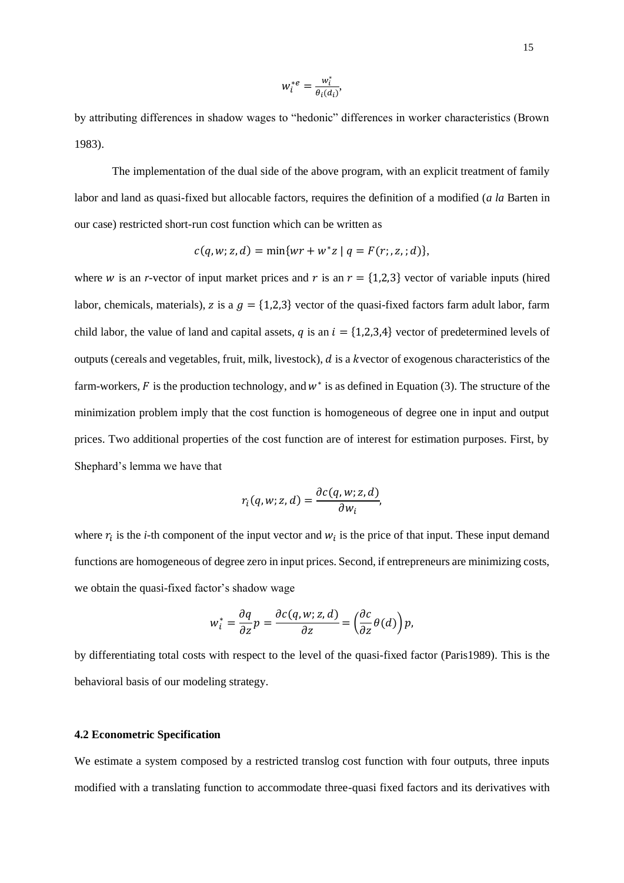$$w_i^{*e} = \frac{w_i^*}{\theta_i(d_i)},$$

by attributing differences in shadow wages to "hedonic" differences in worker characteristics (Brown 1983).

The implementation of the dual side of the above program, with an explicit treatment of family labor and land as quasi-fixed but allocable factors, requires the definition of a modified (*a la* Barten in our case) restricted short-run cost function which can be written as

$$c(q, w; z, d) = \min\{wr + w^*z \mid q = F(r; , z, ; d)\},$$

where $w$ is an *r*-vector of input market prices and $r$ is an $r = \{1,2,3\}$ vector of variable inputs (hired labor, chemicals, materials), $z$ is a $g = \{1,2,3\}$ vector of the quasi-fixed factors farm adult labor, farm child labor, the value of land and capital assets, $q$ is an $i = \{1,2,3,4\}$ vector of predetermined levels of outputs (cereals and vegetables, fruit, milk, livestock), $d$ is a $k$vector of exogenous characteristics of the farm-workers, $F$ is the production technology, and $w^*$ is as defined in Equation (3). The structure of the minimization problem imply that the cost function is homogeneous of degree one in input and output prices. Two additional properties of the cost function are of interest for estimation purposes. First, by Shephard's lemma we have that

$$r_i(q, w; z, d) = \frac{\partial c(q, w; z, d)}{\partial w_i},$$

where $r_i$ is the *i*-th component of the input vector and $w_i$ is the price of that input. These input demand functions are homogeneous of degree zero in input prices. Second, if entrepreneurs are minimizing costs, we obtain the quasi-fixed factor's shadow wage

$$w_i^* = \frac{\partial q}{\partial z} p = \frac{\partial c(q, w; z, d)}{\partial z} = \left(\frac{\partial c}{\partial z}\theta(d)\right)p,$$

by differentiating total costs with respect to the level of the quasi-fixed factor (Paris1989). This is the behavioral basis of our modeling strategy.

### 4.2 Econometric Specification

We estimate a system composed by a restricted translog cost function with four outputs, three inputs modified with a translating function to accommodate three-quasi fixed factors and its derivatives with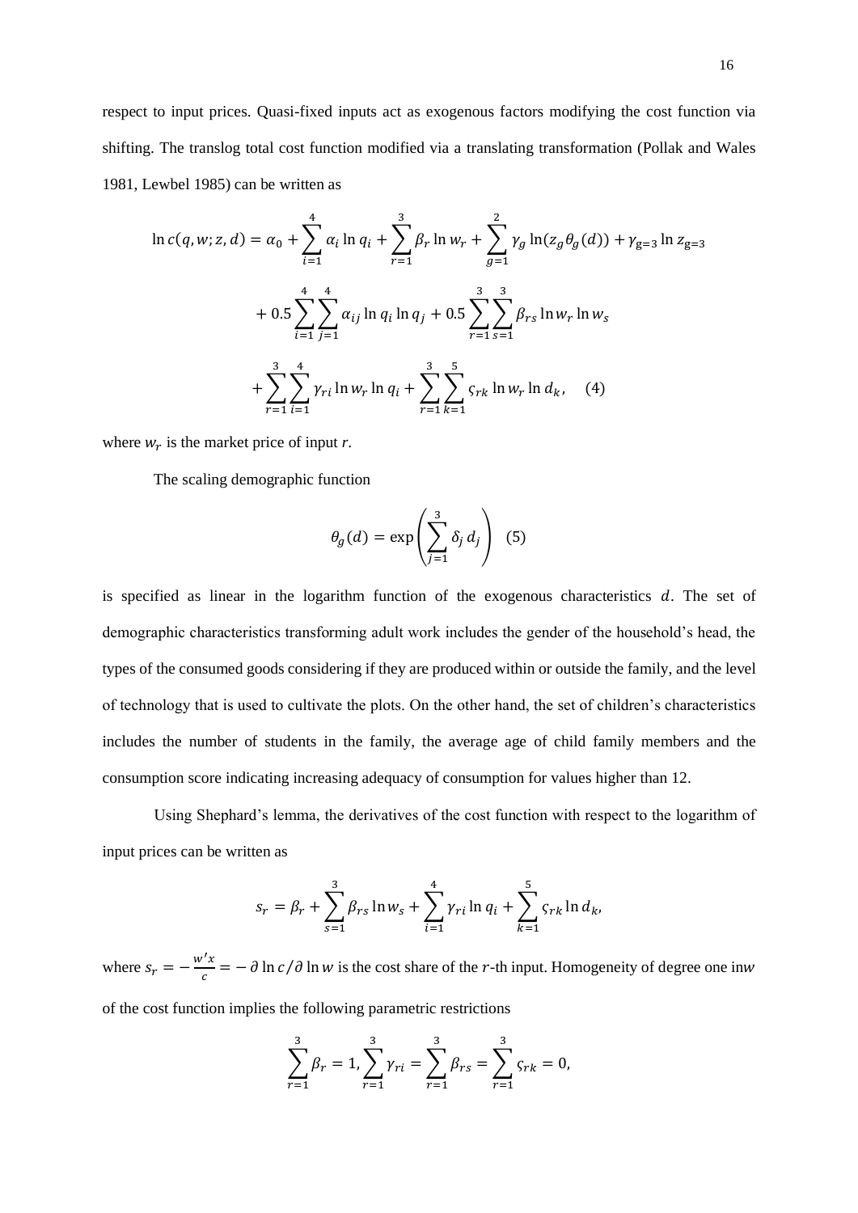respect to input prices. Quasi-fixed inputs act as exogenous factors modifying the cost function via shifting. The translog total cost function modified via a translating transformation (Pollak and Wales 1981, Lewbel 1985) can be written as

$$\ln c(q, w; z, d) = \alpha_0 + \sum_{i=1}^{4} \alpha_i \ln q_i + \sum_{r=1}^{3} \beta_r \ln w_r + \sum_{g=1}^{2} \gamma_g \ln(z_g \theta_g(d)) + \gamma_{g=3} \ln z_{g=3}$$

$$+ 0.5 \sum_{i=1}^{4} \sum_{j=1}^{4} \alpha_{ij} \ln q_i \ln q_j + 0.5 \sum_{r=1}^{3} \sum_{s=1}^{3} \beta_{rs} \ln w_r \ln w_s$$

$$+ \sum_{r=1}^{3} \sum_{i=1}^{4} \gamma_{ri} \ln w_r \ln q_i + \sum_{r=1}^{3} \sum_{k=1}^{5} \varsigma_{rk} \ln w_r \ln d_k, \quad (4)$$

where $w_r$ is the market price of input $r$.

The scaling demographic function

$$\theta_g(d) = \exp\left( \sum_{j=1}^{3} \delta_j \, d_j \right) \quad (5)$$

is specified as linear in the logarithm function of the exogenous characteristics $d$. The set of demographic characteristics transforming adult work includes the gender of the household's head, the types of the consumed goods considering if they are produced within or outside the family, and the level of technology that is used to cultivate the plots. On the other hand, the set of children's characteristics includes the number of students in the family, the average age of child family members and the consumption score indicating increasing adequacy of consumption for values higher than 12.

Using Shephard's lemma, the derivatives of the cost function with respect to the logarithm of input prices can be written as

$$s_r = \beta_r + \sum_{s=1}^{3} \beta_{rs} \ln w_s + \sum_{i=1}^{4} \gamma_{ri} \ln q_i + \sum_{k=1}^{5} \varsigma_{rk} \ln d_k,$$

where $s_r = -\frac{w'x}{c} = -\,\partial \ln c / \partial \ln w$ is the cost share of the $r$-th input. Homogeneity of degree one in$w$ of the cost function implies the following parametric restrictions

$$\sum_{r=1}^{3} \beta_r = 1, \sum_{r=1}^{3} \gamma_{ri} = \sum_{r=1}^{3} \beta_{rs} = \sum_{r=1}^{3} \varsigma_{rk} = 0,$$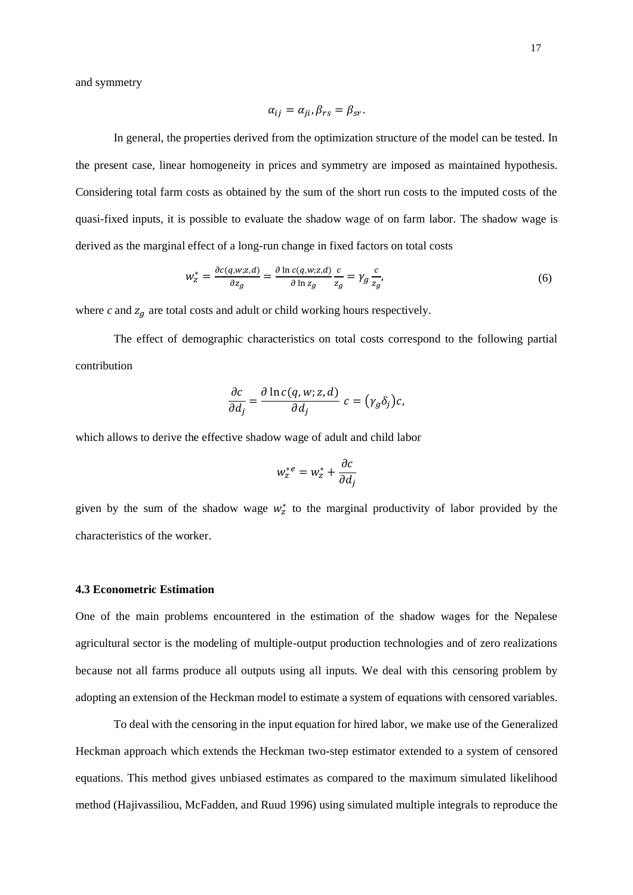and symmetry

$$\alpha_{ij} = \alpha_{ji}, \beta_{rs} = \beta_{sr}.$$

In general, the properties derived from the optimization structure of the model can be tested. In the present case, linear homogeneity in prices and symmetry are imposed as maintained hypothesis. Considering total farm costs as obtained by the sum of the short run costs to the imputed costs of the quasi-fixed inputs, it is possible to evaluate the shadow wage of on farm labor. The shadow wage is derived as the marginal effect of a long-run change in fixed factors on total costs

$$w_z^* = \frac{\partial c(q,w;z,d)}{\partial z_g} = \frac{\partial \ln c(q,w;z,d)}{\partial \ln z_g} \frac{c}{z_g} = \gamma_g \frac{c}{z_g}, \tag{6}$$

where $c$ and $z_g$ are total costs and adult or child working hours respectively.

The effect of demographic characteristics on total costs correspond to the following partial contribution

$$\frac{\partial c}{\partial d_j} = \frac{\partial \ln c(q,w;z,d)}{\partial d_j}\, c = (\gamma_g \delta_j) c,$$

which allows to derive the effective shadow wage of adult and child labor

$$w_z^{*e} = w_z^* + \frac{\partial c}{\partial d_j}$$

given by the sum of the shadow wage $w_z^*$ to the marginal productivity of labor provided by the characteristics of the worker.

### 4.3 Econometric Estimation

One of the main problems encountered in the estimation of the shadow wages for the Nepalese agricultural sector is the modeling of multiple-output production technologies and of zero realizations because not all farms produce all outputs using all inputs. We deal with this censoring problem by adopting an extension of the Heckman model to estimate a system of equations with censored variables.

To deal with the censoring in the input equation for hired labor, we make use of the Generalized Heckman approach which extends the Heckman two-step estimator extended to a system of censored equations. This method gives unbiased estimates as compared to the maximum simulated likelihood method (Hajivassiliou, McFadden, and Ruud 1996) using simulated multiple integrals to reproduce the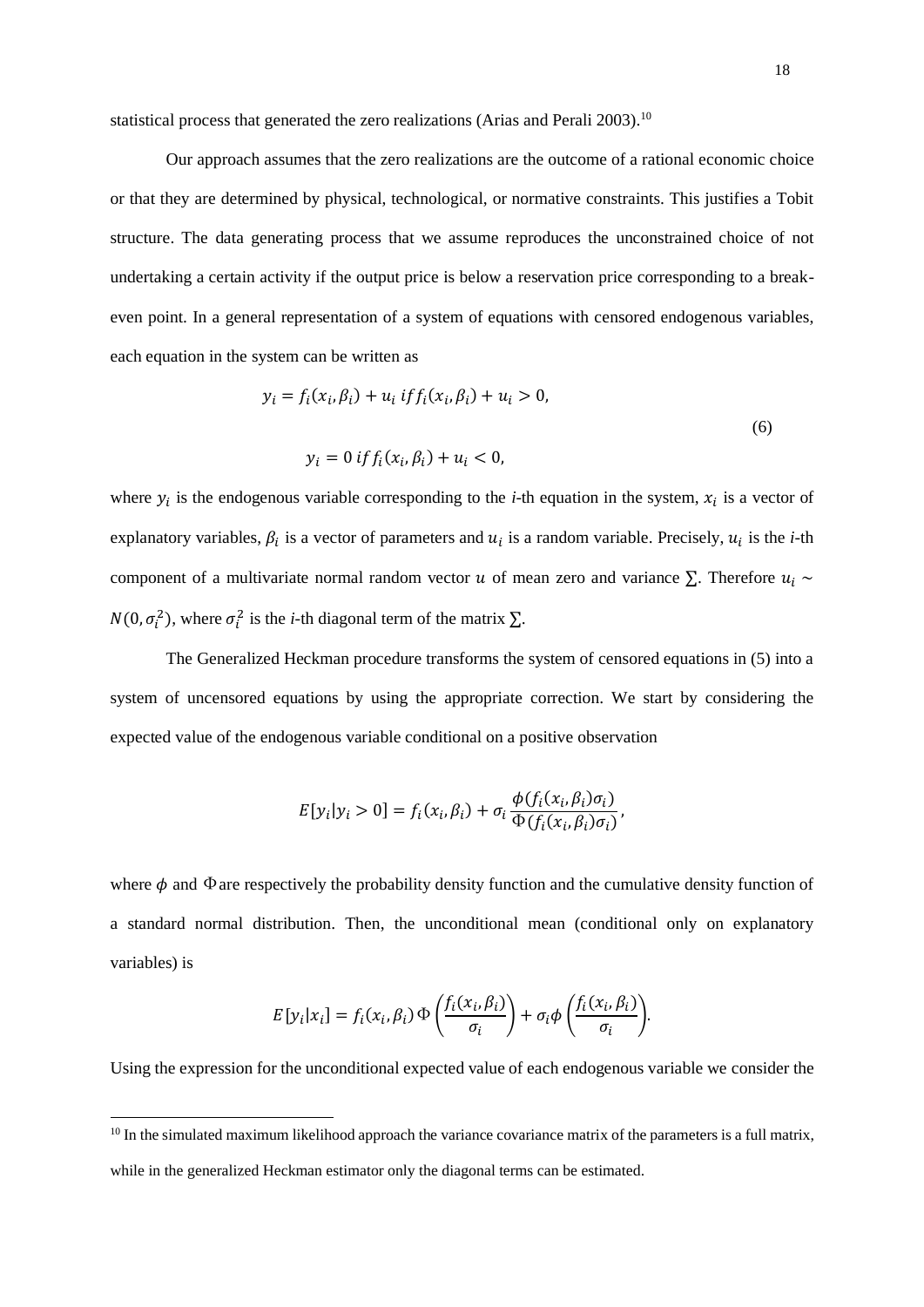statistical process that generated the zero realizations (Arias and Perali 2003).[10]

Our approach assumes that the zero realizations are the outcome of a rational economic choice or that they are determined by physical, technological, or normative constraints. This justifies a Tobit structure. The data generating process that we assume reproduces the unconstrained choice of not undertaking a certain activity if the output price is below a reservation price corresponding to a break-even point. In a general representation of a system of equations with censored endogenous variables, each equation in the system can be written as

$$y_i = f_i(x_i, \beta_i) + u_i \; iff_i(x_i, \beta_i) + u_i > 0,$$

$$y_i = 0 \; if f_i(x_i, \beta_i) + u_i < 0, \tag{6}$$

where $y_i$ is the endogenous variable corresponding to the *i*-th equation in the system, $x_i$ is a vector of explanatory variables, $\beta_i$ is a vector of parameters and $u_i$ is a random variable. Precisely, $u_i$ is the *i*-th component of a multivariate normal random vector $u$ of mean zero and variance $\sum$. Therefore $u_i \sim N(0, \sigma_i^2)$, where $\sigma_i^2$ is the *i*-th diagonal term of the matrix $\sum$.

The Generalized Heckman procedure transforms the system of censored equations in (5) into a system of uncensored equations by using the appropriate correction. We start by considering the expected value of the endogenous variable conditional on a positive observation

$$E[y_i | y_i > 0] = f_i(x_i, \beta_i) + \sigma_i \frac{\phi(f_i(x_i, \beta_i)\sigma_i)}{\Phi(f_i(x_i, \beta_i)\sigma_i)},$$

where $\phi$ and $\Phi$ are respectively the probability density function and the cumulative density function of a standard normal distribution. Then, the unconditional mean (conditional only on explanatory variables) is

$$E[y_i | x_i] = f_i(x_i, \beta_i)\, \Phi\left(\frac{f_i(x_i, \beta_i)}{\sigma_i}\right) + \sigma_i \phi\left(\frac{f_i(x_i, \beta_i)}{\sigma_i}\right).$$

Using the expression for the unconditional expected value of each endogenous variable we consider the

[10] In the simulated maximum likelihood approach the variance covariance matrix of the parameters is a full matrix, while in the generalized Heckman estimator only the diagonal terms can be estimated.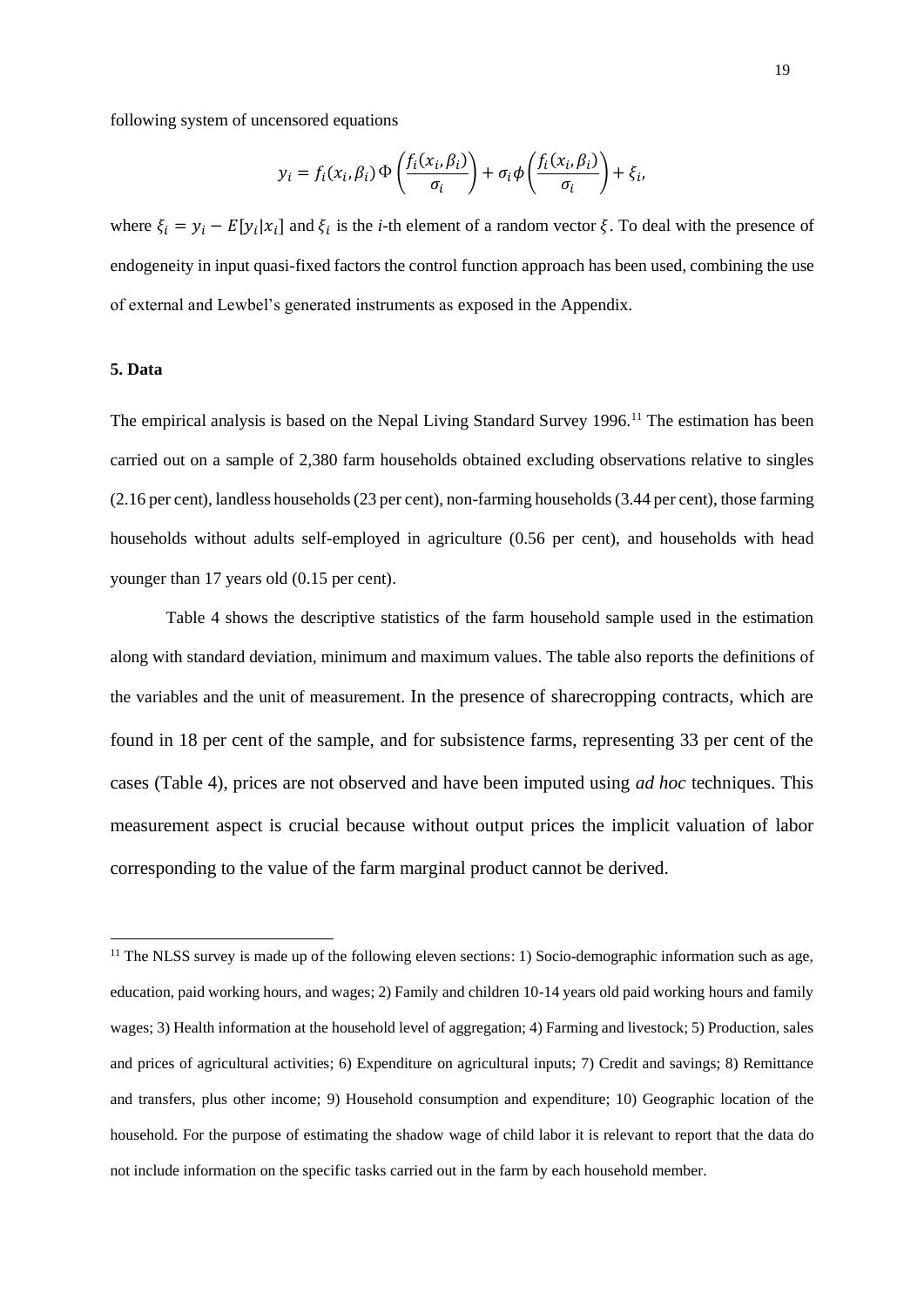following system of uncensored equations

$$y_i = f_i(x_i, \beta_i)\,\Phi\left(\frac{f_i(x_i, \beta_i)}{\sigma_i}\right) + \sigma_i \phi\left(\frac{f_i(x_i, \beta_i)}{\sigma_i}\right) + \xi_i,$$

where $\xi_i = y_i - E[y_i|x_i]$ and $\xi_i$ is the *i*-th element of a random vector $\xi$. To deal with the presence of endogeneity in input quasi-fixed factors the control function approach has been used, combining the use of external and Lewbel's generated instruments as exposed in the Appendix.

## 5. Data

The empirical analysis is based on the Nepal Living Standard Survey 1996.[11] The estimation has been carried out on a sample of 2,380 farm households obtained excluding observations relative to singles (2.16 per cent), landless households (23 per cent), non-farming households (3.44 per cent), those farming households without adults self-employed in agriculture (0.56 per cent), and households with head younger than 17 years old (0.15 per cent).

Table 4 shows the descriptive statistics of the farm household sample used in the estimation along with standard deviation, minimum and maximum values. The table also reports the definitions of the variables and the unit of measurement. In the presence of sharecropping contracts, which are found in 18 per cent of the sample, and for subsistence farms, representing 33 per cent of the cases (Table 4), prices are not observed and have been imputed using *ad hoc* techniques. This measurement aspect is crucial because without output prices the implicit valuation of labor corresponding to the value of the farm marginal product cannot be derived.

[11] The NLSS survey is made up of the following eleven sections: 1) Socio-demographic information such as age, education, paid working hours, and wages; 2) Family and children 10-14 years old paid working hours and family wages; 3) Health information at the household level of aggregation; 4) Farming and livestock; 5) Production, sales and prices of agricultural activities; 6) Expenditure on agricultural inputs; 7) Credit and savings; 8) Remittance and transfers, plus other income; 9) Household consumption and expenditure; 10) Geographic location of the household. For the purpose of estimating the shadow wage of child labor it is relevant to report that the data do not include information on the specific tasks carried out in the farm by each household member.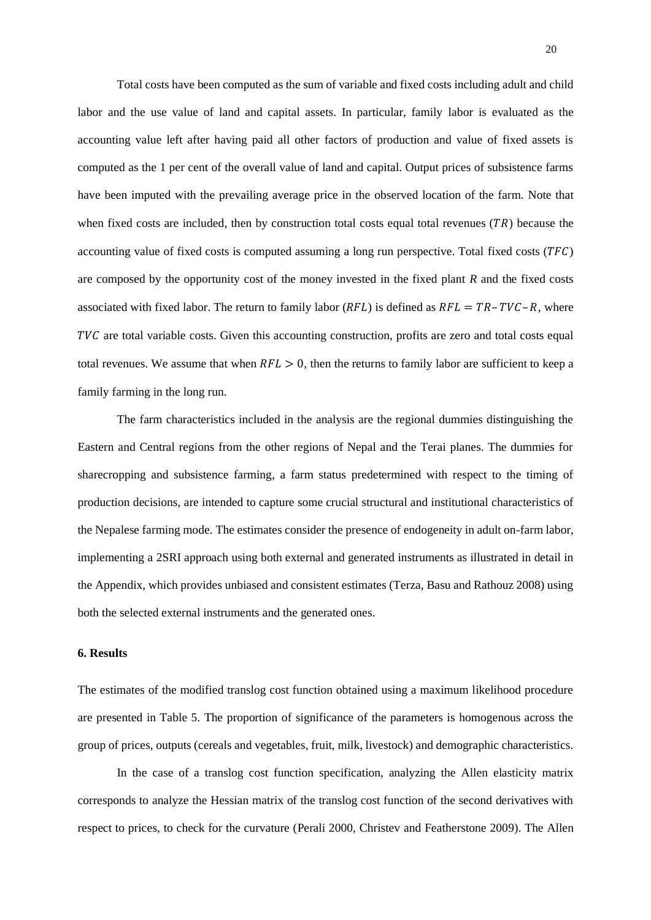Total costs have been computed as the sum of variable and fixed costs including adult and child labor and the use value of land and capital assets. In particular, family labor is evaluated as the accounting value left after having paid all other factors of production and value of fixed assets is computed as the 1 per cent of the overall value of land and capital. Output prices of subsistence farms have been imputed with the prevailing average price in the observed location of the farm. Note that when fixed costs are included, then by construction total costs equal total revenues ($TR$) because the accounting value of fixed costs is computed assuming a long run perspective. Total fixed costs ($TFC$) are composed by the opportunity cost of the money invested in the fixed plant $R$ and the fixed costs associated with fixed labor. The return to family labor ($RFL$) is defined as $RFL = TR - TVC - R$, where $TVC$ are total variable costs. Given this accounting construction, profits are zero and total costs equal total revenues. We assume that when $RFL > 0$, then the returns to family labor are sufficient to keep a family farming in the long run.

The farm characteristics included in the analysis are the regional dummies distinguishing the Eastern and Central regions from the other regions of Nepal and the Terai planes. The dummies for sharecropping and subsistence farming, a farm status predetermined with respect to the timing of production decisions, are intended to capture some crucial structural and institutional characteristics of the Nepalese farming mode. The estimates consider the presence of endogeneity in adult on-farm labor, implementing a 2SRI approach using both external and generated instruments as illustrated in detail in the Appendix, which provides unbiased and consistent estimates (Terza, Basu and Rathouz 2008) using both the selected external instruments and the generated ones.

### 6. Results

The estimates of the modified translog cost function obtained using a maximum likelihood procedure are presented in Table 5. The proportion of significance of the parameters is homogenous across the group of prices, outputs (cereals and vegetables, fruit, milk, livestock) and demographic characteristics.

In the case of a translog cost function specification, analyzing the Allen elasticity matrix corresponds to analyze the Hessian matrix of the translog cost function of the second derivatives with respect to prices, to check for the curvature (Perali 2000, Christev and Featherstone 2009). The Allen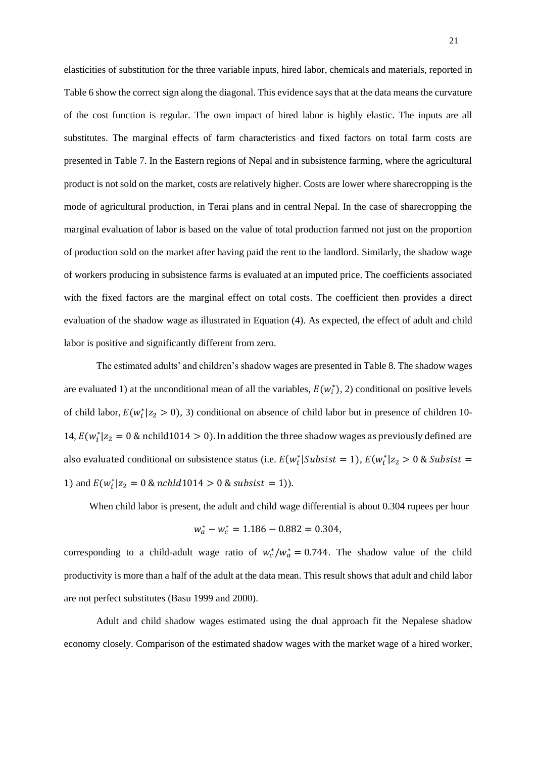elasticities of substitution for the three variable inputs, hired labor, chemicals and materials, reported in Table 6 show the correct sign along the diagonal. This evidence says that at the data means the curvature of the cost function is regular. The own impact of hired labor is highly elastic. The inputs are all substitutes. The marginal effects of farm characteristics and fixed factors on total farm costs are presented in Table 7. In the Eastern regions of Nepal and in subsistence farming, where the agricultural product is not sold on the market, costs are relatively higher. Costs are lower where sharecropping is the mode of agricultural production, in Terai plans and in central Nepal. In the case of sharecropping the marginal evaluation of labor is based on the value of total production farmed not just on the proportion of production sold on the market after having paid the rent to the landlord. Similarly, the shadow wage of workers producing in subsistence farms is evaluated at an imputed price. The coefficients associated with the fixed factors are the marginal effect on total costs. The coefficient then provides a direct evaluation of the shadow wage as illustrated in Equation (4). As expected, the effect of adult and child labor is positive and significantly different from zero.

The estimated adults' and children's shadow wages are presented in Table 8. The shadow wages are evaluated 1) at the unconditional mean of all the variables, $E(w_i^*)$, 2) conditional on positive levels of child labor, $E(w_i^*|z_2 > 0)$, 3) conditional on absence of child labor but in presence of children 10-14, $E(w_i^*|z_2 = 0 \ \& \ \text{nchild1014} > 0)$. In addition the three shadow wages as previously defined are also evaluated conditional on subsistence status (i.e. $E(w_i^*|Subsist = 1)$, $E(w_i^*|z_2 > 0 \ \& \ Subsist = 1)$ and $E(w_i^*|z_2 = 0 \ \& \ nchld1014 > 0 \ \& \ subsist = 1)$).

When child labor is present, the adult and child wage differential is about 0.304 rupees per hour

$$w_a^* - w_c^* = 1.186 - 0.882 = 0.304,$$

corresponding to a child-adult wage ratio of $w_c^*/w_a^* = 0.744$. The shadow value of the child productivity is more than a half of the adult at the data mean. This result shows that adult and child labor are not perfect substitutes (Basu 1999 and 2000).

Adult and child shadow wages estimated using the dual approach fit the Nepalese shadow economy closely. Comparison of the estimated shadow wages with the market wage of a hired worker,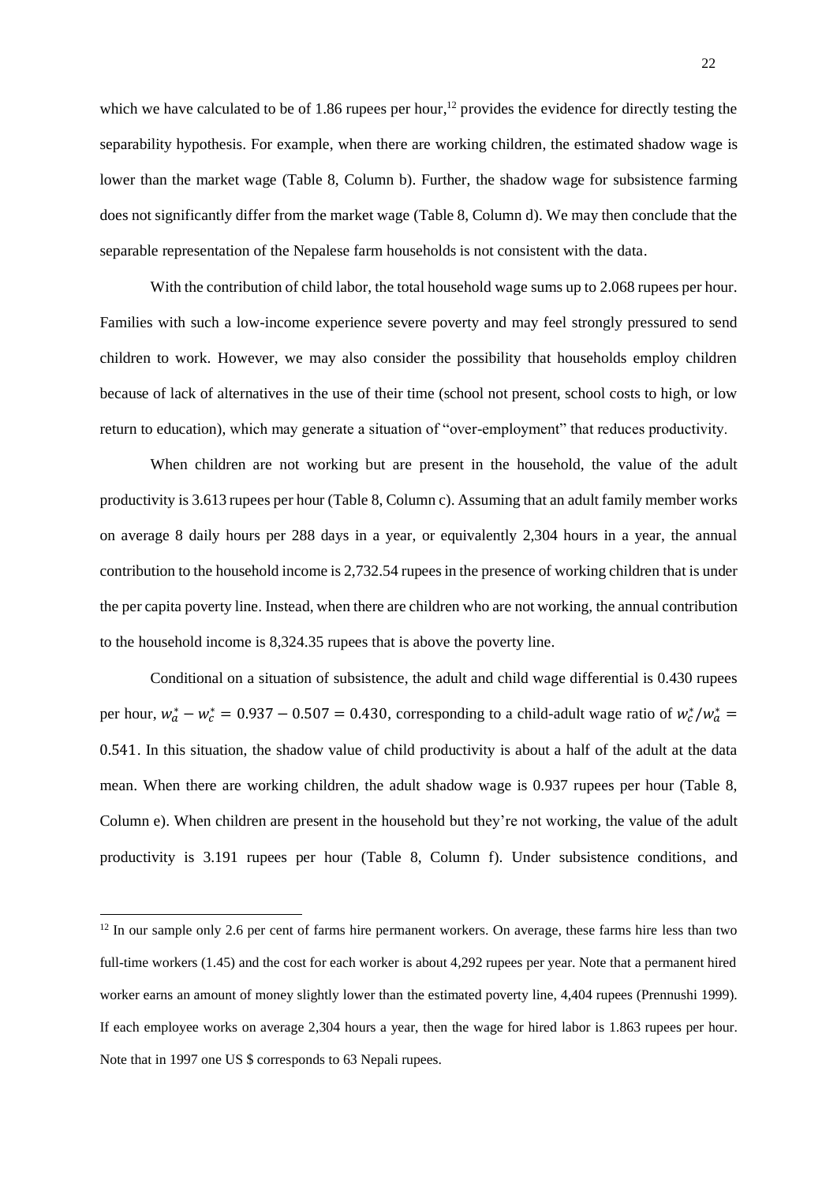which we have calculated to be of 1.86 rupees per hour,[12] provides the evidence for directly testing the separability hypothesis. For example, when there are working children, the estimated shadow wage is lower than the market wage (Table 8, Column b). Further, the shadow wage for subsistence farming does not significantly differ from the market wage (Table 8, Column d). We may then conclude that the separable representation of the Nepalese farm households is not consistent with the data.

With the contribution of child labor, the total household wage sums up to 2.068 rupees per hour. Families with such a low-income experience severe poverty and may feel strongly pressured to send children to work. However, we may also consider the possibility that households employ children because of lack of alternatives in the use of their time (school not present, school costs to high, or low return to education), which may generate a situation of "over-employment" that reduces productivity.

When children are not working but are present in the household, the value of the adult productivity is 3.613 rupees per hour (Table 8, Column c). Assuming that an adult family member works on average 8 daily hours per 288 days in a year, or equivalently 2,304 hours in a year, the annual contribution to the household income is 2,732.54 rupees in the presence of working children that is under the per capita poverty line. Instead, when there are children who are not working, the annual contribution to the household income is 8,324.35 rupees that is above the poverty line.

Conditional on a situation of subsistence, the adult and child wage differential is 0.430 rupees per hour, $w_a^* - w_c^* = 0.937 - 0.507 = 0.430$, corresponding to a child-adult wage ratio of $w_c^*/w_a^* = 0.541$. In this situation, the shadow value of child productivity is about a half of the adult at the data mean. When there are working children, the adult shadow wage is 0.937 rupees per hour (Table 8, Column e). When children are present in the household but they're not working, the value of the adult productivity is 3.191 rupees per hour (Table 8, Column f). Under subsistence conditions, and

---

[12] In our sample only 2.6 per cent of farms hire permanent workers. On average, these farms hire less than two full-time workers (1.45) and the cost for each worker is about 4,292 rupees per year. Note that a permanent hired worker earns an amount of money slightly lower than the estimated poverty line, 4,404 rupees (Prennushi 1999). If each employee works on average 2,304 hours a year, then the wage for hired labor is 1.863 rupees per hour. Note that in 1997 one US $ corresponds to 63 Nepali rupees.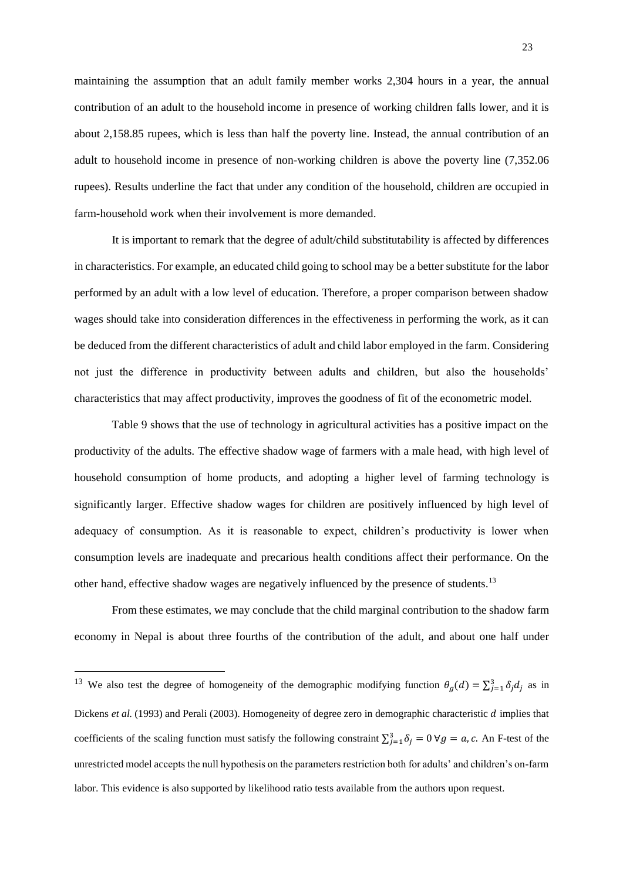maintaining the assumption that an adult family member works 2,304 hours in a year, the annual contribution of an adult to the household income in presence of working children falls lower, and it is about 2,158.85 rupees, which is less than half the poverty line. Instead, the annual contribution of an adult to household income in presence of non-working children is above the poverty line (7,352.06 rupees). Results underline the fact that under any condition of the household, children are occupied in farm-household work when their involvement is more demanded.

It is important to remark that the degree of adult/child substitutability is affected by differences in characteristics. For example, an educated child going to school may be a better substitute for the labor performed by an adult with a low level of education. Therefore, a proper comparison between shadow wages should take into consideration differences in the effectiveness in performing the work, as it can be deduced from the different characteristics of adult and child labor employed in the farm. Considering not just the difference in productivity between adults and children, but also the households' characteristics that may affect productivity, improves the goodness of fit of the econometric model.

Table 9 shows that the use of technology in agricultural activities has a positive impact on the productivity of the adults. The effective shadow wage of farmers with a male head, with high level of household consumption of home products, and adopting a higher level of farming technology is significantly larger. Effective shadow wages for children are positively influenced by high level of adequacy of consumption. As it is reasonable to expect, children's productivity is lower when consumption levels are inadequate and precarious health conditions affect their performance. On the other hand, effective shadow wages are negatively influenced by the presence of students.[13]

From these estimates, we may conclude that the child marginal contribution to the shadow farm economy in Nepal is about three fourths of the contribution of the adult, and about one half under

---

[13] We also test the degree of homogeneity of the demographic modifying function $\theta_g(d) = \sum_{j=1}^{3} \delta_j d_j$ as in Dickens *et al.* (1993) and Perali (2003). Homogeneity of degree zero in demographic characteristic $d$ implies that coefficients of the scaling function must satisfy the following constraint $\sum_{j=1}^{3} \delta_j = 0 \; \forall g = a, c$. An F-test of the unrestricted model accepts the null hypothesis on the parameters restriction both for adults' and children's on-farm labor. This evidence is also supported by likelihood ratio tests available from the authors upon request.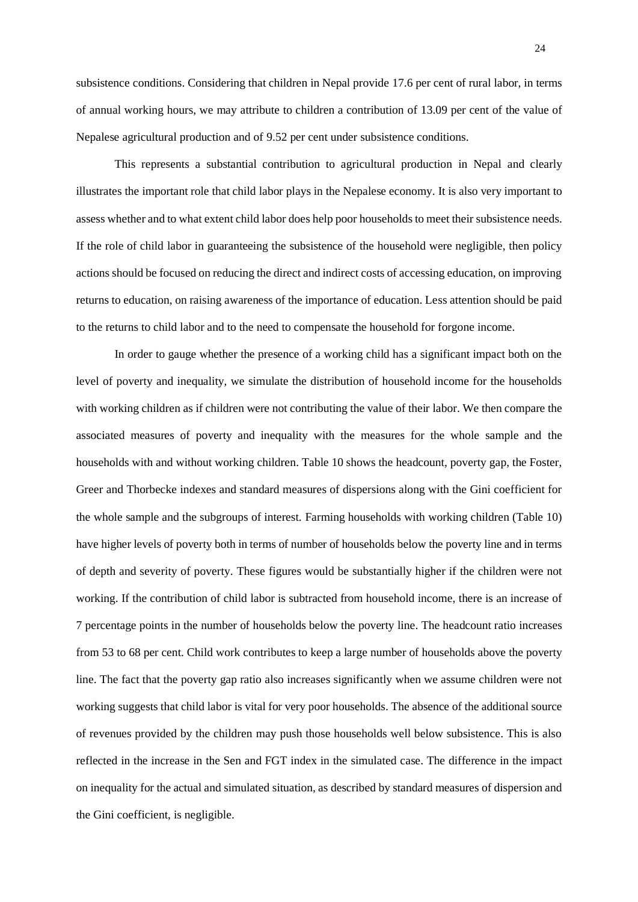subsistence conditions. Considering that children in Nepal provide 17.6 per cent of rural labor, in terms of annual working hours, we may attribute to children a contribution of 13.09 per cent of the value of Nepalese agricultural production and of 9.52 per cent under subsistence conditions.

This represents a substantial contribution to agricultural production in Nepal and clearly illustrates the important role that child labor plays in the Nepalese economy. It is also very important to assess whether and to what extent child labor does help poor households to meet their subsistence needs. If the role of child labor in guaranteeing the subsistence of the household were negligible, then policy actions should be focused on reducing the direct and indirect costs of accessing education, on improving returns to education, on raising awareness of the importance of education. Less attention should be paid to the returns to child labor and to the need to compensate the household for forgone income.

In order to gauge whether the presence of a working child has a significant impact both on the level of poverty and inequality, we simulate the distribution of household income for the households with working children as if children were not contributing the value of their labor. We then compare the associated measures of poverty and inequality with the measures for the whole sample and the households with and without working children. Table 10 shows the headcount, poverty gap, the Foster, Greer and Thorbecke indexes and standard measures of dispersions along with the Gini coefficient for the whole sample and the subgroups of interest. Farming households with working children (Table 10) have higher levels of poverty both in terms of number of households below the poverty line and in terms of depth and severity of poverty. These figures would be substantially higher if the children were not working. If the contribution of child labor is subtracted from household income, there is an increase of 7 percentage points in the number of households below the poverty line. The headcount ratio increases from 53 to 68 per cent. Child work contributes to keep a large number of households above the poverty line. The fact that the poverty gap ratio also increases significantly when we assume children were not working suggests that child labor is vital for very poor households. The absence of the additional source of revenues provided by the children may push those households well below subsistence. This is also reflected in the increase in the Sen and FGT index in the simulated case. The difference in the impact on inequality for the actual and simulated situation, as described by standard measures of dispersion and the Gini coefficient, is negligible.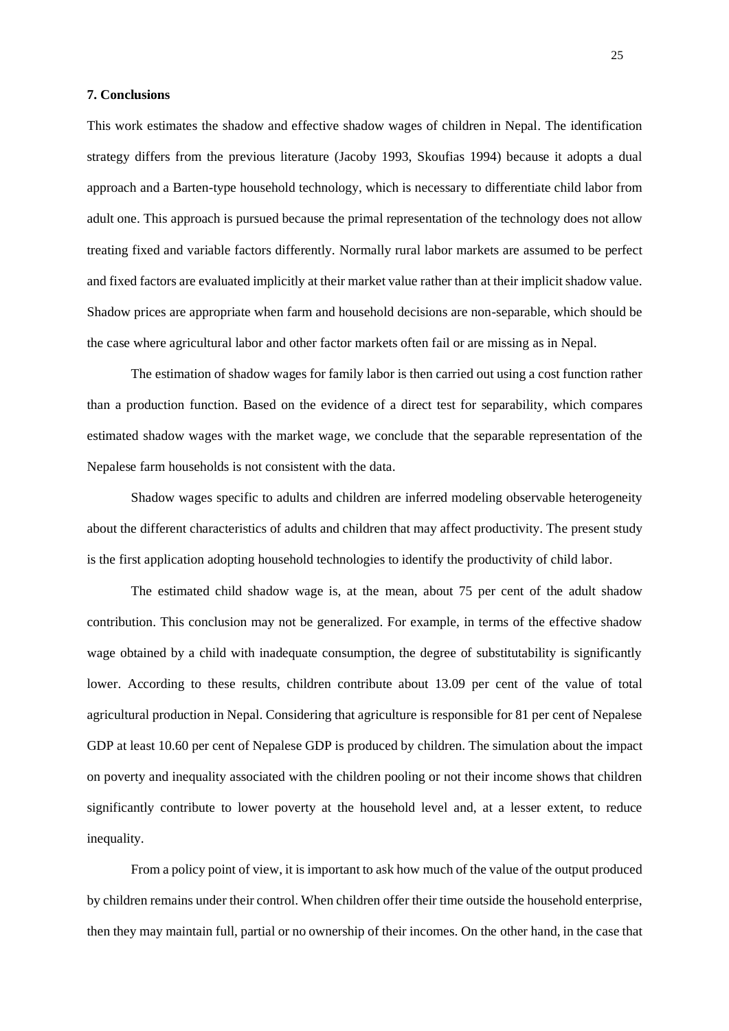### 7. Conclusions

This work estimates the shadow and effective shadow wages of children in Nepal. The identification strategy differs from the previous literature (Jacoby 1993, Skoufias 1994) because it adopts a dual approach and a Barten-type household technology, which is necessary to differentiate child labor from adult one. This approach is pursued because the primal representation of the technology does not allow treating fixed and variable factors differently. Normally rural labor markets are assumed to be perfect and fixed factors are evaluated implicitly at their market value rather than at their implicit shadow value. Shadow prices are appropriate when farm and household decisions are non-separable, which should be the case where agricultural labor and other factor markets often fail or are missing as in Nepal.

The estimation of shadow wages for family labor is then carried out using a cost function rather than a production function. Based on the evidence of a direct test for separability, which compares estimated shadow wages with the market wage, we conclude that the separable representation of the Nepalese farm households is not consistent with the data.

Shadow wages specific to adults and children are inferred modeling observable heterogeneity about the different characteristics of adults and children that may affect productivity. The present study is the first application adopting household technologies to identify the productivity of child labor.

The estimated child shadow wage is, at the mean, about 75 per cent of the adult shadow contribution. This conclusion may not be generalized. For example, in terms of the effective shadow wage obtained by a child with inadequate consumption, the degree of substitutability is significantly lower. According to these results, children contribute about 13.09 per cent of the value of total agricultural production in Nepal. Considering that agriculture is responsible for 81 per cent of Nepalese GDP at least 10.60 per cent of Nepalese GDP is produced by children. The simulation about the impact on poverty and inequality associated with the children pooling or not their income shows that children significantly contribute to lower poverty at the household level and, at a lesser extent, to reduce inequality.

From a policy point of view, it is important to ask how much of the value of the output produced by children remains under their control. When children offer their time outside the household enterprise, then they may maintain full, partial or no ownership of their incomes. On the other hand, in the case that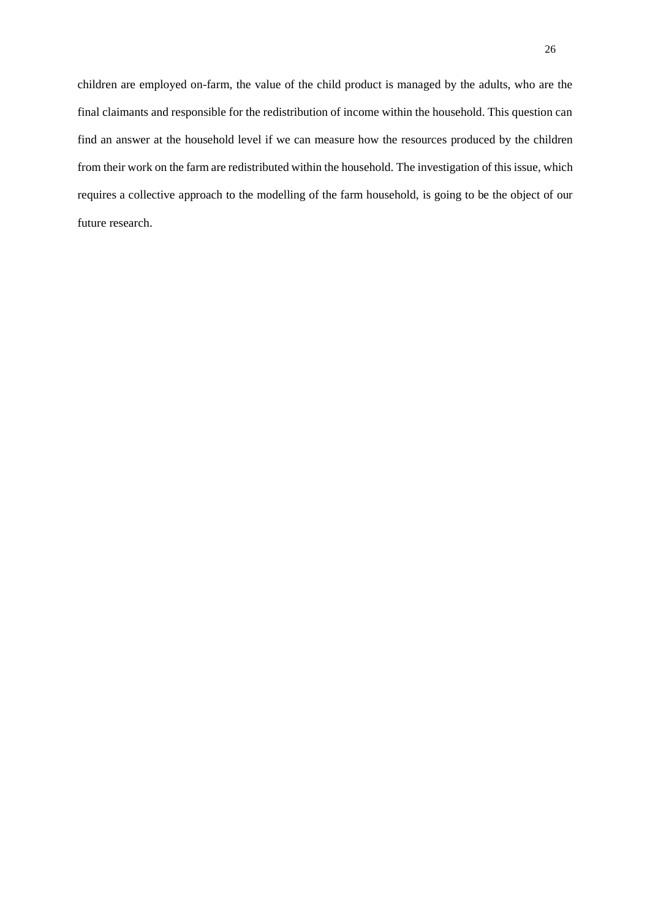children are employed on-farm, the value of the child product is managed by the adults, who are the final claimants and responsible for the redistribution of income within the household. This question can find an answer at the household level if we can measure how the resources produced by the children from their work on the farm are redistributed within the household. The investigation of this issue, which requires a collective approach to the modelling of the farm household, is going to be the object of our future research.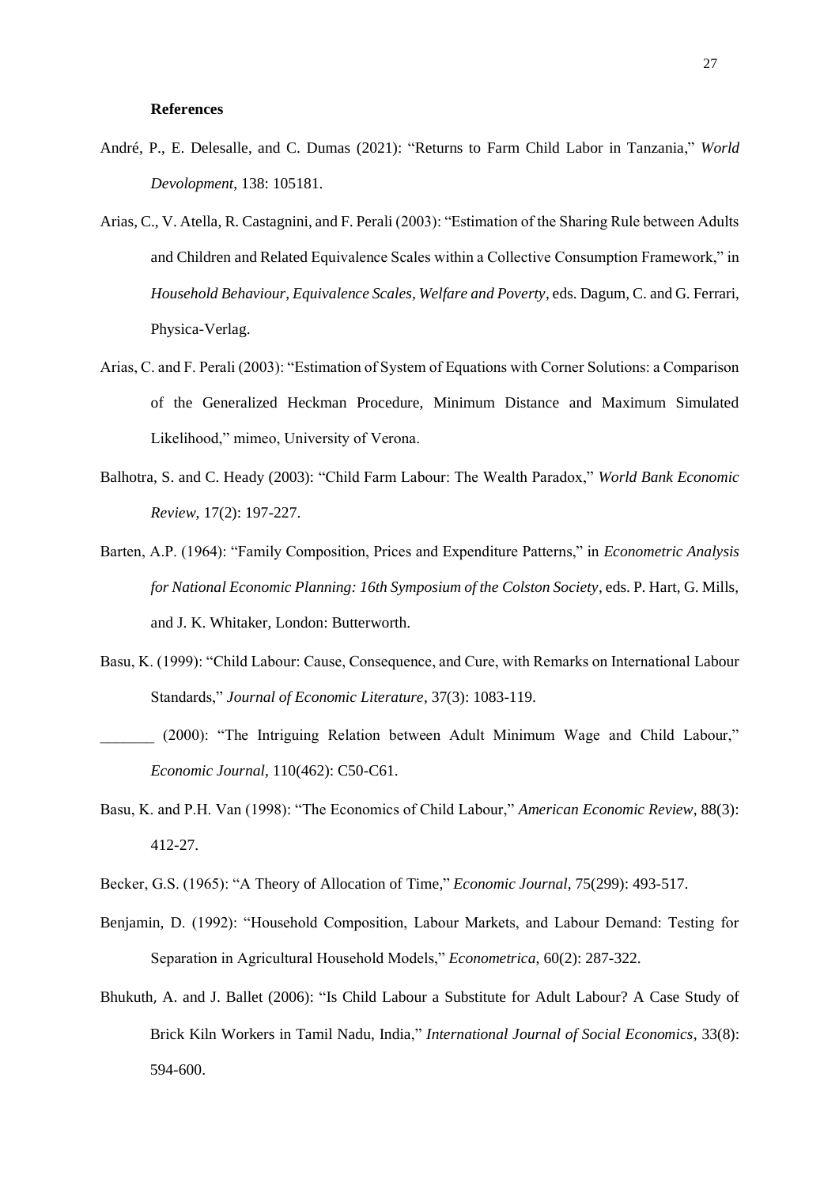**References**

André, P., E. Delesalle, and C. Dumas (2021): "Returns to Farm Child Labor in Tanzania," *World Devolopment*, 138: 105181.

Arias, C., V. Atella, R. Castagnini, and F. Perali (2003): "Estimation of the Sharing Rule between Adults and Children and Related Equivalence Scales within a Collective Consumption Framework," in *Household Behaviour, Equivalence Scales, Welfare and Poverty*, eds. Dagum, C. and G. Ferrari, Physica-Verlag.

Arias, C. and F. Perali (2003): "Estimation of System of Equations with Corner Solutions: a Comparison of the Generalized Heckman Procedure, Minimum Distance and Maximum Simulated Likelihood," mimeo, University of Verona.

Balhotra, S. and C. Heady (2003): "Child Farm Labour: The Wealth Paradox," *World Bank Economic Review*, 17(2): 197-227.

Barten, A.P. (1964): "Family Composition, Prices and Expenditure Patterns," in *Econometric Analysis for National Economic Planning: 16th Symposium of the Colston Society*, eds. P. Hart, G. Mills, and J. K. Whitaker, London: Butterworth.

Basu, K. (1999): "Child Labour: Cause, Consequence, and Cure, with Remarks on International Labour Standards," *Journal of Economic Literature*, 37(3): 1083-119.

_______ (2000): "The Intriguing Relation between Adult Minimum Wage and Child Labour," *Economic Journal*, 110(462): C50-C61.

Basu, K. and P.H. Van (1998): "The Economics of Child Labour," *American Economic Review*, 88(3): 412-27.

Becker, G.S. (1965): "A Theory of Allocation of Time," *Economic Journal*, 75(299): 493-517.

Benjamin, D. (1992): "Household Composition, Labour Markets, and Labour Demand: Testing for Separation in Agricultural Household Models," *Econometrica*, 60(2): 287-322.

Bhukuth, A. and J. Ballet (2006): "Is Child Labour a Substitute for Adult Labour? A Case Study of Brick Kiln Workers in Tamil Nadu, India," *International Journal of Social Economics*, 33(8): 594-600.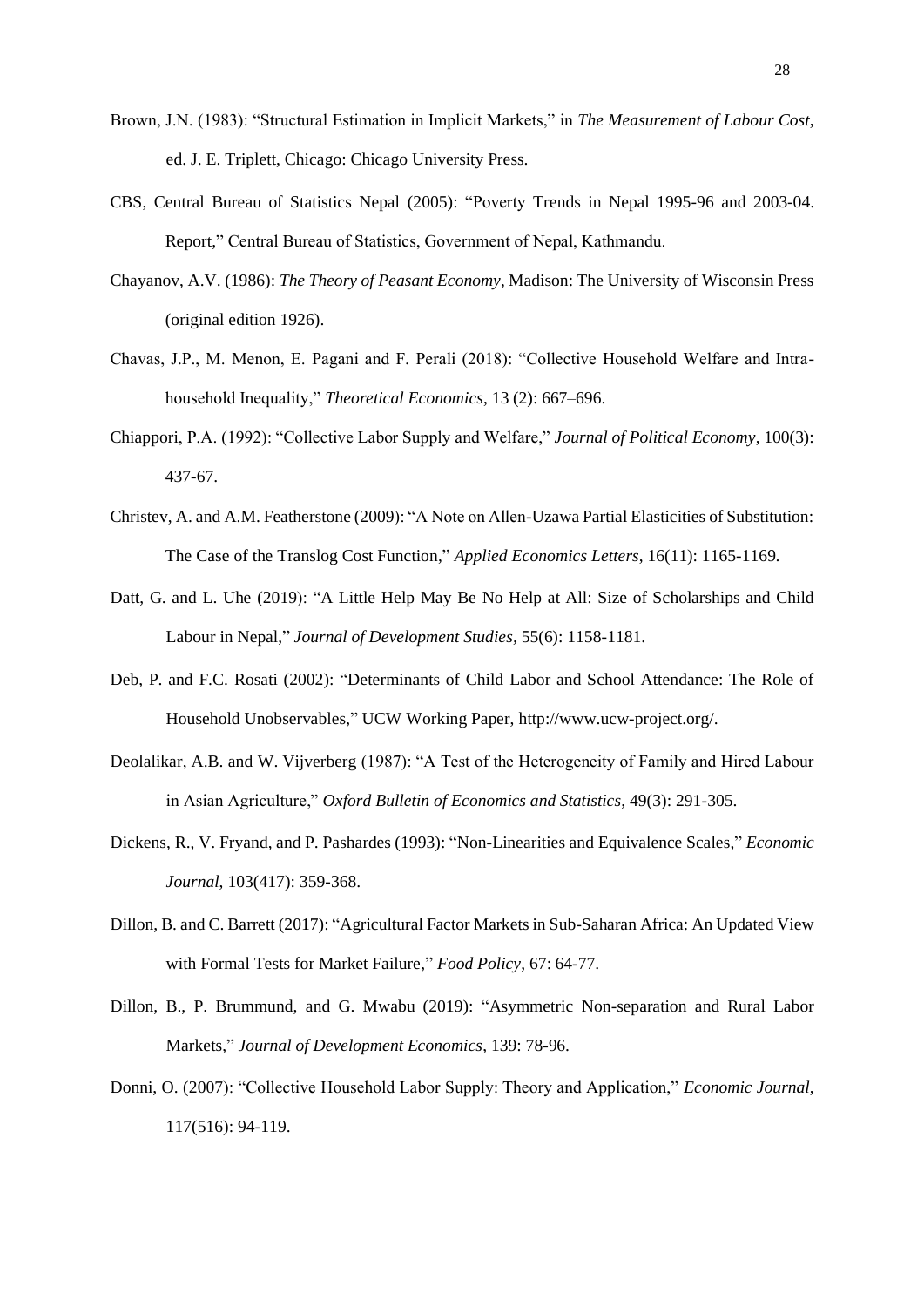Brown, J.N. (1983): "Structural Estimation in Implicit Markets," in *The Measurement of Labour Cost*, ed. J. E. Triplett, Chicago: Chicago University Press.

CBS, Central Bureau of Statistics Nepal (2005): "Poverty Trends in Nepal 1995-96 and 2003-04. Report," Central Bureau of Statistics, Government of Nepal, Kathmandu.

Chayanov, A.V. (1986): *The Theory of Peasant Economy*, Madison: The University of Wisconsin Press (original edition 1926).

Chavas, J.P., M. Menon, E. Pagani and F. Perali (2018): "Collective Household Welfare and Intra-household Inequality," *Theoretical Economics*, 13 (2): 667–696.

Chiappori, P.A. (1992): "Collective Labor Supply and Welfare," *Journal of Political Economy*, 100(3): 437-67.

Christev, A. and A.M. Featherstone (2009): "A Note on Allen-Uzawa Partial Elasticities of Substitution: The Case of the Translog Cost Function," *Applied Economics Letters*, 16(11): 1165-1169.

Datt, G. and L. Uhe (2019): "A Little Help May Be No Help at All: Size of Scholarships and Child Labour in Nepal," *Journal of Development Studies*, 55(6): 1158-1181.

Deb, P. and F.C. Rosati (2002): "Determinants of Child Labor and School Attendance: The Role of Household Unobservables," UCW Working Paper, http://www.ucw-project.org/.

Deolalikar, A.B. and W. Vijverberg (1987): "A Test of the Heterogeneity of Family and Hired Labour in Asian Agriculture," *Oxford Bulletin of Economics and Statistics*, 49(3): 291-305.

Dickens, R., V. Fryand, and P. Pashardes (1993): "Non-Linearities and Equivalence Scales," *Economic Journal*, 103(417): 359-368.

Dillon, B. and C. Barrett (2017): "Agricultural Factor Markets in Sub-Saharan Africa: An Updated View with Formal Tests for Market Failure," *Food Policy*, 67: 64-77.

Dillon, B., P. Brummund, and G. Mwabu (2019): "Asymmetric Non-separation and Rural Labor Markets," *Journal of Development Economics*, 139: 78-96.

Donni, O. (2007): "Collective Household Labor Supply: Theory and Application," *Economic Journal*, 117(516): 94-119.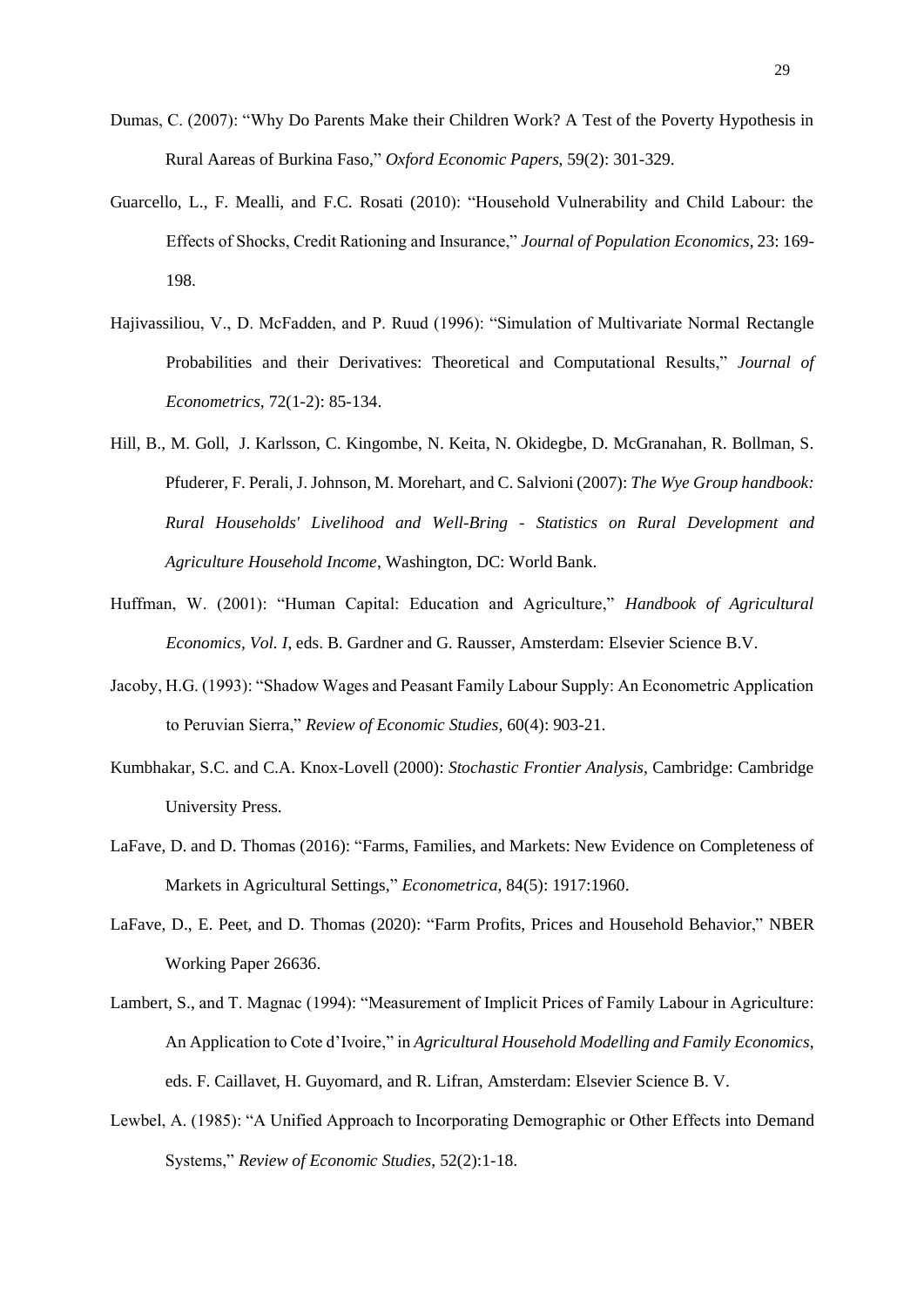Dumas, C. (2007): "Why Do Parents Make their Children Work? A Test of the Poverty Hypothesis in Rural Aareas of Burkina Faso," *Oxford Economic Papers,* 59(2): 301-329.

Guarcello, L., F. Mealli, and F.C. Rosati (2010): "Household Vulnerability and Child Labour: the Effects of Shocks, Credit Rationing and Insurance," *Journal of Population Economics*, 23: 169-198.

Hajivassiliou, V., D. McFadden, and P. Ruud (1996): "Simulation of Multivariate Normal Rectangle Probabilities and their Derivatives: Theoretical and Computational Results," *Journal of Econometrics*, 72(1-2): 85-134.

Hill, B., M. Goll, J. Karlsson, C. Kingombe, N. Keita, N. Okidegbe, D. McGranahan, R. Bollman, S. Pfuderer, F. Perali, J. Johnson, M. Morehart, and C. Salvioni (2007): *The Wye Group handbook: Rural Households' Livelihood and Well-Bring - Statistics on Rural Development and Agriculture Household Income*, Washington, DC: World Bank.

Huffman, W. (2001): "Human Capital: Education and Agriculture," *Handbook of Agricultural Economics, Vol. I*, eds. B. Gardner and G. Rausser, Amsterdam: Elsevier Science B.V.

Jacoby, H.G. (1993): "Shadow Wages and Peasant Family Labour Supply: An Econometric Application to Peruvian Sierra," *Review of Economic Studies*, 60(4): 903-21.

Kumbhakar, S.C. and C.A. Knox-Lovell (2000): *Stochastic Frontier Analysis*, Cambridge: Cambridge University Press.

LaFave, D. and D. Thomas (2016): "Farms, Families, and Markets: New Evidence on Completeness of Markets in Agricultural Settings," *Econometrica,* 84(5): 1917:1960.

LaFave, D., E. Peet, and D. Thomas (2020): "Farm Profits, Prices and Household Behavior," NBER Working Paper 26636.

Lambert, S., and T. Magnac (1994): "Measurement of Implicit Prices of Family Labour in Agriculture: An Application to Cote d'Ivoire," in *Agricultural Household Modelling and Family Economics*, eds. F. Caillavet, H. Guyomard, and R. Lifran, Amsterdam: Elsevier Science B. V.

Lewbel, A. (1985): "A Unified Approach to Incorporating Demographic or Other Effects into Demand Systems," *Review of Economic Studies*, 52(2):1-18.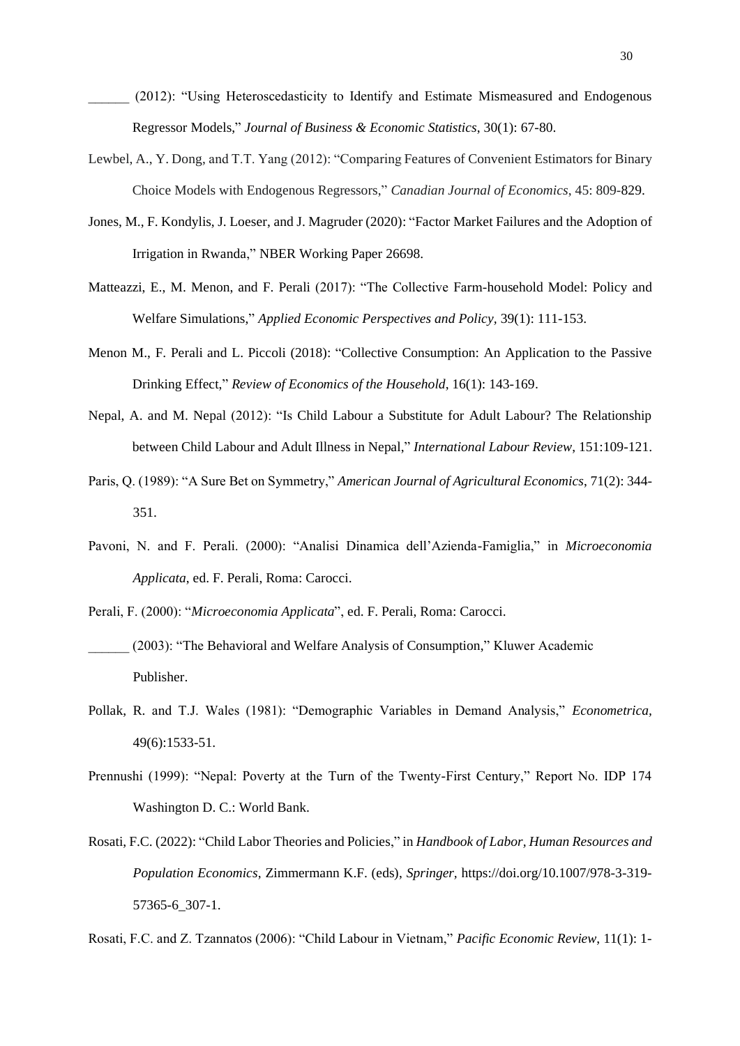______ (2012): “Using Heteroscedasticity to Identify and Estimate Mismeasured and Endogenous Regressor Models,” *Journal of Business & Economic Statistics*, 30(1): 67-80.

Lewbel, A., Y. Dong, and T.T. Yang (2012): “Comparing Features of Convenient Estimators for Binary Choice Models with Endogenous Regressors,” *Canadian Journal of Economics*, 45: 809-829.

Jones, M., F. Kondylis, J. Loeser, and J. Magruder (2020): “Factor Market Failures and the Adoption of Irrigation in Rwanda,” NBER Working Paper 26698.

Matteazzi, E., M. Menon, and F. Perali (2017): “The Collective Farm-household Model: Policy and Welfare Simulations,” *Applied Economic Perspectives and Policy*, 39(1): 111-153.

Menon M., F. Perali and L. Piccoli (2018): “Collective Consumption: An Application to the Passive Drinking Effect,” *Review of Economics of the Household*, 16(1): 143-169.

Nepal, A. and M. Nepal (2012): “Is Child Labour a Substitute for Adult Labour? The Relationship between Child Labour and Adult Illness in Nepal,” *International Labour Review*, 151:109-121.

Paris, Q. (1989): “A Sure Bet on Symmetry,” *American Journal of Agricultural Economics*, 71(2): 344-351.

Pavoni, N. and F. Perali. (2000): “Analisi Dinamica dell’Azienda-Famiglia,” in *Microeconomia Applicata*, ed. F. Perali, Roma: Carocci.

Perali, F. (2000): “*Microeconomia Applicata*”, ed. F. Perali, Roma: Carocci.

______ (2003): “The Behavioral and Welfare Analysis of Consumption,” Kluwer Academic Publisher.

Pollak, R. and T.J. Wales (1981): “Demographic Variables in Demand Analysis,” *Econometrica*, 49(6):1533-51.

Prennushi (1999): “Nepal: Poverty at the Turn of the Twenty-First Century,” Report No. IDP 174 Washington D. C.: World Bank.

Rosati, F.C. (2022): “Child Labor Theories and Policies,” in *Handbook of Labor, Human Resources and Population Economics*, Zimmermann K.F. (eds), *Springer*, https://doi.org/10.1007/978-3-319-57365-6_307-1.

Rosati, F.C. and Z. Tzannatos (2006): “Child Labour in Vietnam,” *Pacific Economic Review*, 11(1): 1-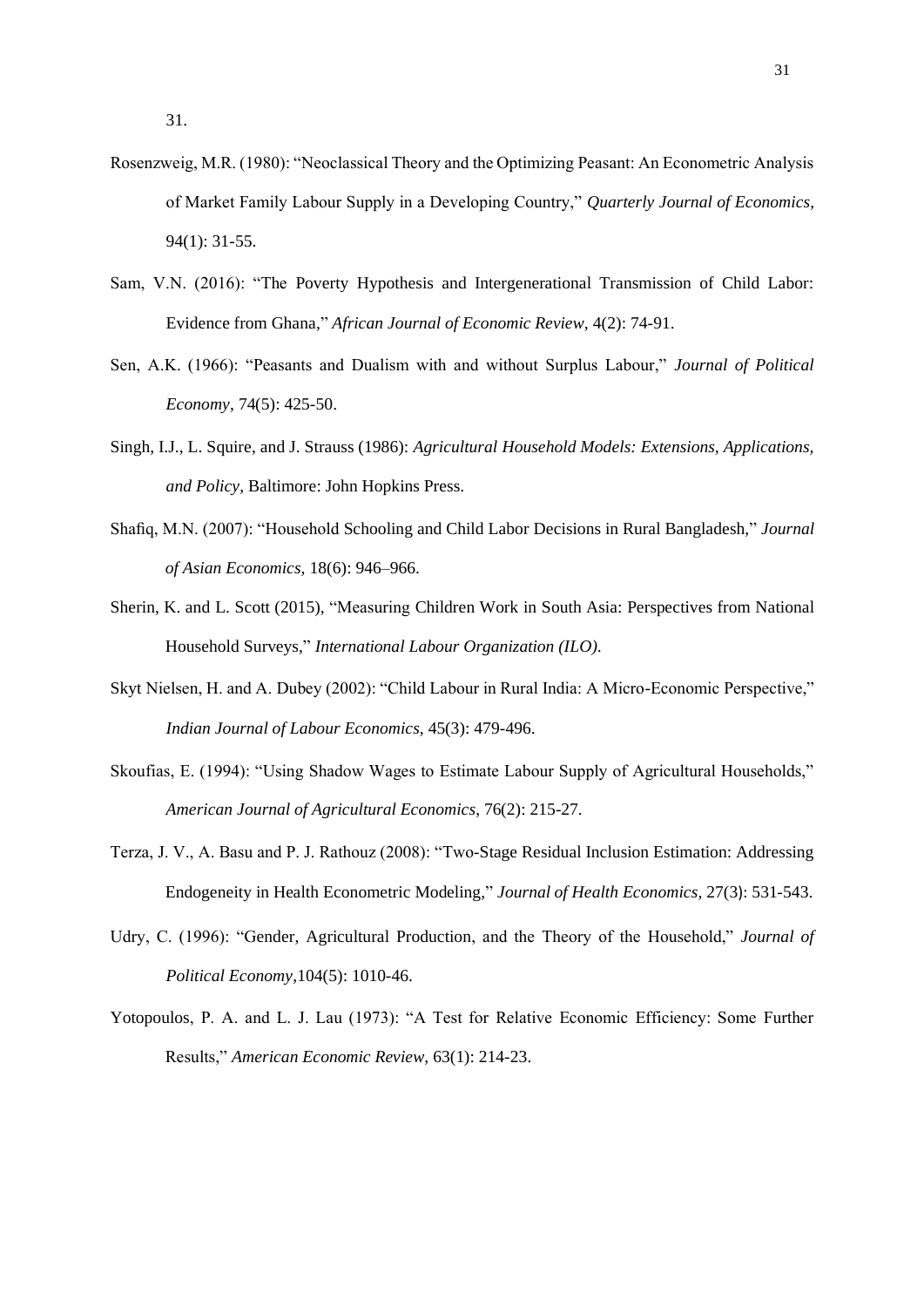31.

Rosenzweig, M.R. (1980): "Neoclassical Theory and the Optimizing Peasant: An Econometric Analysis of Market Family Labour Supply in a Developing Country," *Quarterly Journal of Economics*, 94(1): 31-55.

Sam, V.N. (2016): "The Poverty Hypothesis and Intergenerational Transmission of Child Labor: Evidence from Ghana," *African Journal of Economic Review*, 4(2): 74-91.

Sen, A.K. (1966): "Peasants and Dualism with and without Surplus Labour," *Journal of Political Economy*, 74(5): 425-50.

Singh, I.J., L. Squire, and J. Strauss (1986): *Agricultural Household Models: Extensions, Applications, and Policy*, Baltimore: John Hopkins Press.

Shafiq, M.N. (2007): "Household Schooling and Child Labor Decisions in Rural Bangladesh," *Journal of Asian Economics*, 18(6): 946–966.

Sherin, K. and L. Scott (2015), "Measuring Children Work in South Asia: Perspectives from National Household Surveys," *International Labour Organization (ILO)*.

Skyt Nielsen, H. and A. Dubey (2002): "Child Labour in Rural India: A Micro-Economic Perspective," *Indian Journal of Labour Economics*, 45(3): 479-496.

Skoufias, E. (1994): "Using Shadow Wages to Estimate Labour Supply of Agricultural Households," *American Journal of Agricultural Economics*, 76(2): 215-27.

Terza, J. V., A. Basu and P. J. Rathouz (2008): "Two-Stage Residual Inclusion Estimation: Addressing Endogeneity in Health Econometric Modeling," *Journal of Health Economics*, 27(3): 531-543.

Udry, C. (1996): "Gender, Agricultural Production, and the Theory of the Household," *Journal of Political Economy*,104(5): 1010-46.

Yotopoulos, P. A. and L. J. Lau (1973): "A Test for Relative Economic Efficiency: Some Further Results," *American Economic Review*, 63(1): 214-23.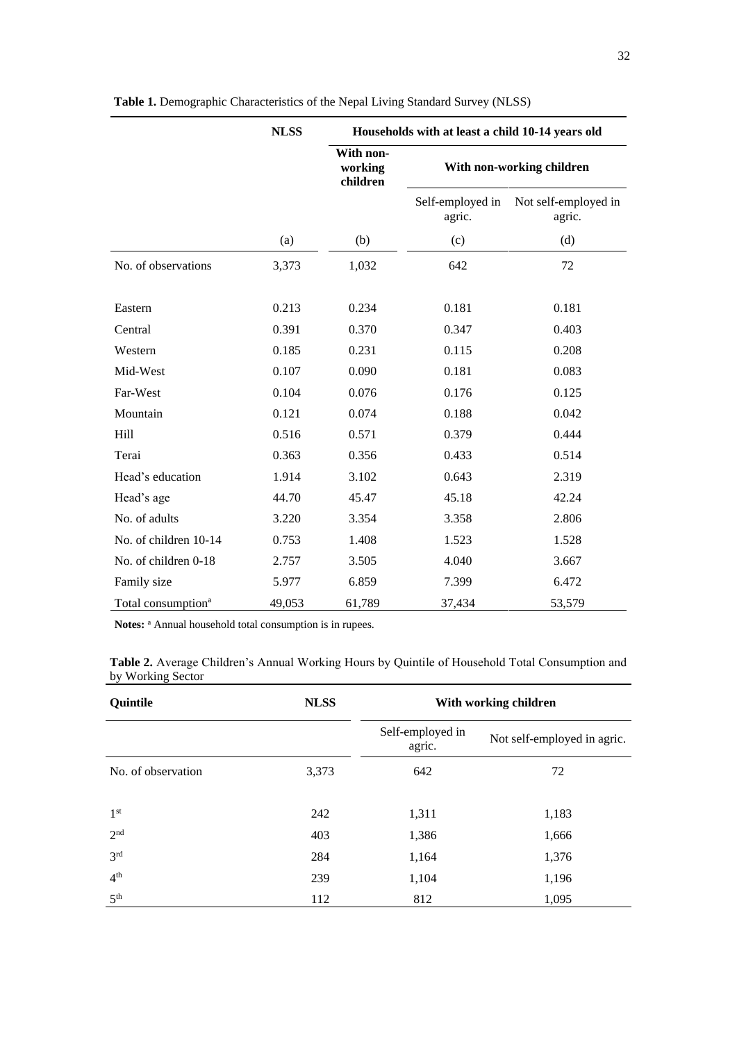**Table 1.** Demographic Characteristics of the Nepal Living Standard Survey (NLSS)

| | NLSS | Households with at least a child 10-14 years old | | |
|---|---|---|---|---|
| | | With non-working children | With non-working children | |
| | | | Self-employed in agric. | Not self-employed in agric. |
| | (a) | (b) | (c) | (d) |
| No. of observations | 3,373 | 1,032 | 642 | 72 |
| Eastern | 0.213 | 0.234 | 0.181 | 0.181 |
| Central | 0.391 | 0.370 | 0.347 | 0.403 |
| Western | 0.185 | 0.231 | 0.115 | 0.208 |
| Mid-West | 0.107 | 0.090 | 0.181 | 0.083 |
| Far-West | 0.104 | 0.076 | 0.176 | 0.125 |
| Mountain | 0.121 | 0.074 | 0.188 | 0.042 |
| Hill | 0.516 | 0.571 | 0.379 | 0.444 |
| Terai | 0.363 | 0.356 | 0.433 | 0.514 |
| Head's education | 1.914 | 3.102 | 0.643 | 2.319 |
| Head's age | 44.70 | 45.47 | 45.18 | 42.24 |
| No. of adults | 3.220 | 3.354 | 3.358 | 2.806 |
| No. of children 10-14 | 0.753 | 1.408 | 1.523 | 1.528 |
| No. of children 0-18 | 2.757 | 3.505 | 4.040 | 3.667 |
| Family size | 5.977 | 6.859 | 7.399 | 6.472 |
| Total consumption[a] | 49,053 | 61,789 | 37,434 | 53,579 |

**Notes:** [a] Annual household total consumption is in rupees.

**Table 2.** Average Children's Annual Working Hours by Quintile of Household Total Consumption and by Working Sector

| Quintile | NLSS | With working children | |
|---|---|---|---|
| | | Self-employed in agric. | Not self-employed in agric. |
| No. of observation | 3,373 | 642 | 72 |
| 1st | 242 | 1,311 | 1,183 |
| 2nd | 403 | 1,386 | 1,666 |
| 3rd | 284 | 1,164 | 1,376 |
| 4th | 239 | 1,104 | 1,196 |
| 5th | 112 | 812 | 1,095 |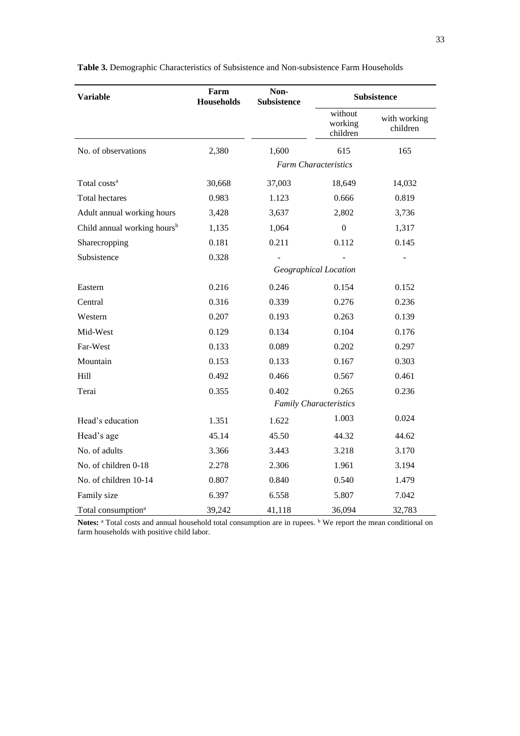**Table 3.** Demographic Characteristics of Subsistence and Non-subsistence Farm Households

| Variable | Farm Households | Non-Subsistence | Subsistence | |
|---|---|---|---|---|
| | | | without working children | with working children |
| No. of observations | 2,380 | 1,600 | 615 | 165 |
| | | *Farm Characteristics* | | |
| Total costs[a] | 30,668 | 37,003 | 18,649 | 14,032 |
| Total hectares | 0.983 | 1.123 | 0.666 | 0.819 |
| Adult annual working hours | 3,428 | 3,637 | 2,802 | 3,736 |
| Child annual working hours[b] | 1,135 | 1,064 | 0 | 1,317 |
| Sharecropping | 0.181 | 0.211 | 0.112 | 0.145 |
| Subsistence | 0.328 | - | - | - |
| | | *Geographical Location* | | |
| Eastern | 0.216 | 0.246 | 0.154 | 0.152 |
| Central | 0.316 | 0.339 | 0.276 | 0.236 |
| Western | 0.207 | 0.193 | 0.263 | 0.139 |
| Mid-West | 0.129 | 0.134 | 0.104 | 0.176 |
| Far-West | 0.133 | 0.089 | 0.202 | 0.297 |
| Mountain | 0.153 | 0.133 | 0.167 | 0.303 |
| Hill | 0.492 | 0.466 | 0.567 | 0.461 |
| Terai | 0.355 | 0.402 | 0.265 | 0.236 |
| | | *Family Characteristics* | | |
| Head's education | 1.351 | 1.622 | 1.003 | 0.024 |
| Head's age | 45.14 | 45.50 | 44.32 | 44.62 |
| No. of adults | 3.366 | 3.443 | 3.218 | 3.170 |
| No. of children 0-18 | 2.278 | 2.306 | 1.961 | 3.194 |
| No. of children 10-14 | 0.807 | 0.840 | 0.540 | 1.479 |
| Family size | 6.397 | 6.558 | 5.807 | 7.042 |
| Total consumption[a] | 39,242 | 41,118 | 36,094 | 32,783 |

**Notes:** [a] Total costs and annual household total consumption are in rupees. [b] We report the mean conditional on farm households with positive child labor.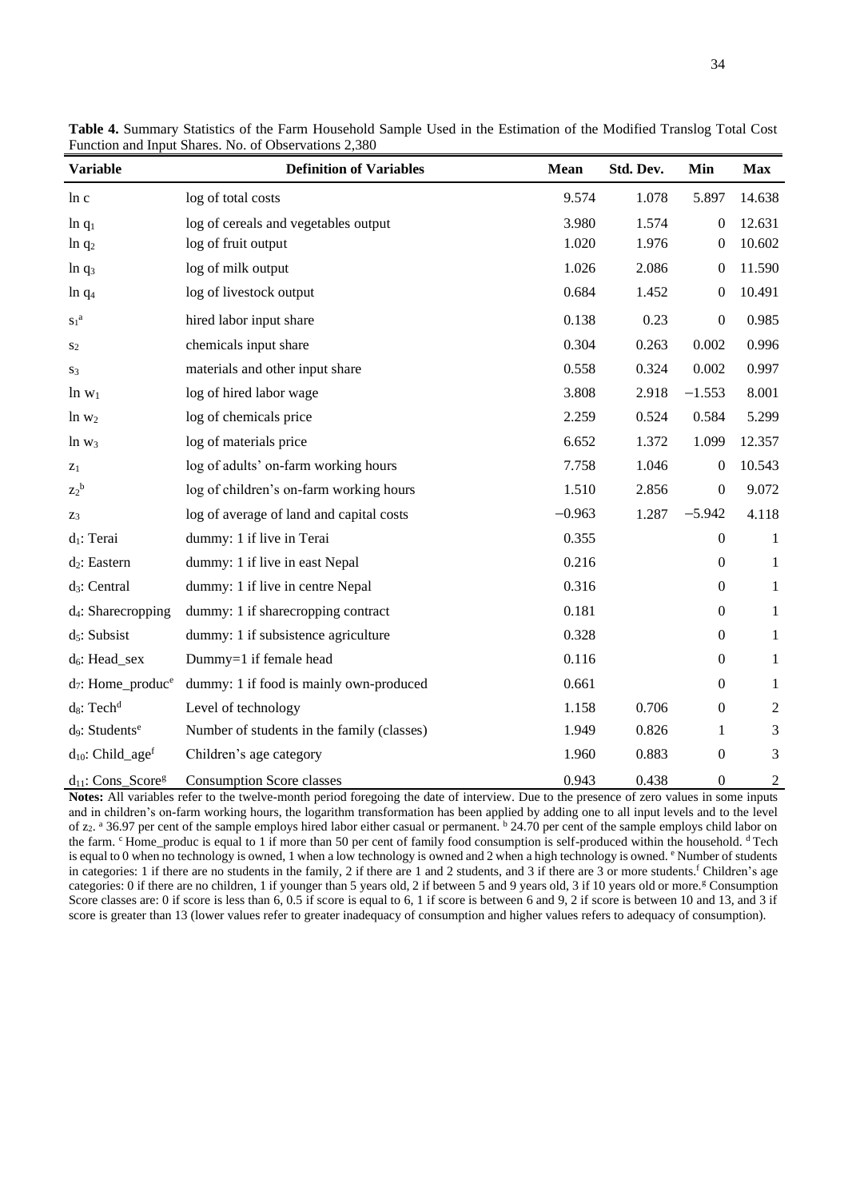**Table 4.** Summary Statistics of the Farm Household Sample Used in the Estimation of the Modified Translog Total Cost Function and Input Shares. No. of Observations 2,380

| Variable | Definition of Variables | Mean | Std. Dev. | Min | Max |
|---|---|---|---|---|---|
| $\ln c$ | log of total costs | 9.574 | 1.078 | 5.897 | 14.638 |
| $\ln q_1$ | log of cereals and vegetables output | 3.980 | 1.574 | 0 | 12.631 |
| $\ln q_2$ | log of fruit output | 1.020 | 1.976 | 0 | 10.602 |
| $\ln q_3$ | log of milk output | 1.026 | 2.086 | 0 | 11.590 |
| $\ln q_4$ | log of livestock output | 0.684 | 1.452 | 0 | 10.491 |
| $s_1$[a] | hired labor input share | 0.138 | 0.23 | 0 | 0.985 |
| $s_2$ | chemicals input share | 0.304 | 0.263 | 0.002 | 0.996 |
| $s_3$ | materials and other input share | 0.558 | 0.324 | 0.002 | 0.997 |
| $\ln w_1$ | log of hired labor wage | 3.808 | 2.918 | −1.553 | 8.001 |
| $\ln w_2$ | log of chemicals price | 2.259 | 0.524 | 0.584 | 5.299 |
| $\ln w_3$ | log of materials price | 6.652 | 1.372 | 1.099 | 12.357 |
| $z_1$ | log of adults' on-farm working hours | 7.758 | 1.046 | 0 | 10.543 |
| $z_2$[b] | log of children's on-farm working hours | 1.510 | 2.856 | 0 | 9.072 |
| $z_3$ | log of average of land and capital costs | −0.963 | 1.287 | −5.942 | 4.118 |
| $d_1$: Terai | dummy: 1 if live in Terai | 0.355 | | 0 | 1 |
| $d_2$: Eastern | dummy: 1 if live in east Nepal | 0.216 | | 0 | 1 |
| $d_3$: Central | dummy: 1 if live in centre Nepal | 0.316 | | 0 | 1 |
| $d_4$: Sharecropping | dummy: 1 if sharecropping contract | 0.181 | | 0 | 1 |
| $d_5$: Subsist | dummy: 1 if subsistence agriculture | 0.328 | | 0 | 1 |
| $d_6$: Head_sex | Dummy=1 if female head | 0.116 | | 0 | 1 |
| $d_7$: Home_produc[e] | dummy: 1 if food is mainly own-produced | 0.661 | | 0 | 1 |
| $d_8$: Tech[d] | Level of technology | 1.158 | 0.706 | 0 | 2 |
| $d_9$: Students[e] | Number of students in the family (classes) | 1.949 | 0.826 | 1 | 3 |
| $d_{10}$: Child_age[f] | Children's age category | 1.960 | 0.883 | 0 | 3 |
| $d_{11}$: Cons_Score[g] | Consumption Score classes | 0.943 | 0.438 | 0 | 2 |

**Notes:** All variables refer to the twelve-month period foregoing the date of interview. Due to the presence of zero values in some inputs and in children's on-farm working hours, the logarithm transformation has been applied by adding one to all input levels and to the level of $z_2$. [a] 36.97 per cent of the sample employs hired labor either casual or permanent. [b] 24.70 per cent of the sample employs child labor on the farm. [c] Home_produc is equal to 1 if more than 50 per cent of family food consumption is self-produced within the household. [d] Tech is equal to 0 when no technology is owned, 1 when a low technology is owned and 2 when a high technology is owned. [e] Number of students in categories: 1 if there are no students in the family, 2 if there are 1 and 2 students, and 3 if there are 3 or more students.[f] Children's age categories: 0 if there are no children, 1 if younger than 5 years old, 2 if between 5 and 9 years old, 3 if 10 years old or more.[g] Consumption Score classes are: 0 if score is less than 6, 0.5 if score is equal to 6, 1 if score is between 6 and 9, 2 if score is between 10 and 13, and 3 if score is greater than 13 (lower values refer to greater inadequacy of consumption and higher values refers to adequacy of consumption).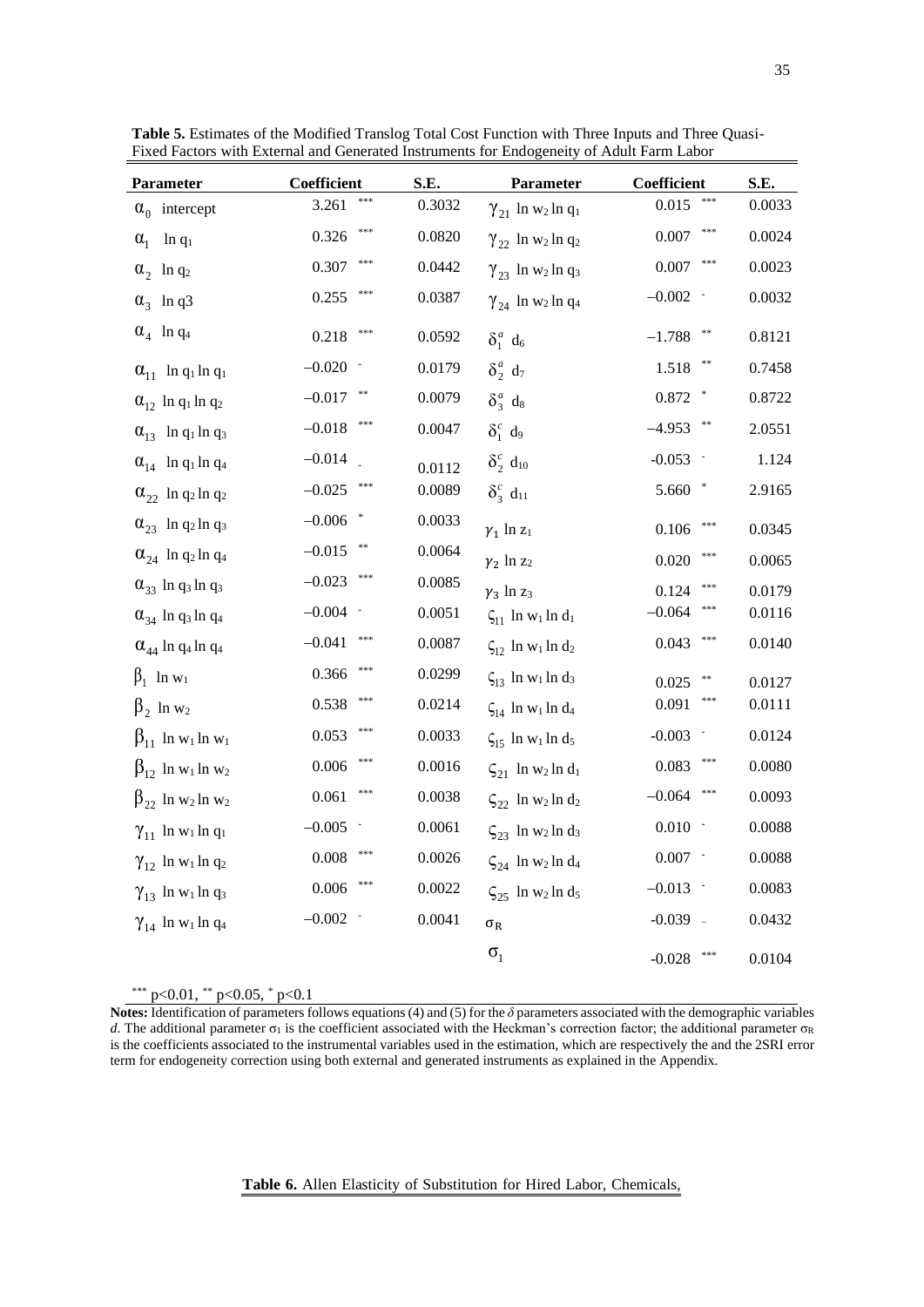**Table 5.** Estimates of the Modified Translog Total Cost Function with Three Inputs and Three Quasi-Fixed Factors with External and Generated Instruments for Endogeneity of Adult Farm Labor

| Parameter | Coefficient | S.E. | Parameter | Coefficient | S.E. |
|---|---|---|---|---|---|
| $\alpha_0$ intercept | 3.261 *** | 0.3032 | $\gamma_{21}$ $\ln w_2 \ln q_1$ | 0.015 *** | 0.0033 |
| $\alpha_1$ $\ln q_1$ | 0.326 *** | 0.0820 | $\gamma_{22}$ $\ln w_2 \ln q_2$ | 0.007 *** | 0.0024 |
| $\alpha_2$ $\ln q_2$ | 0.307 *** | 0.0442 | $\gamma_{23}$ $\ln w_2 \ln q_3$ | 0.007 *** | 0.0023 |
| $\alpha_3$ $\ln q3$ | 0.255 *** | 0.0387 | $\gamma_{24}$ $\ln w_2 \ln q_4$ | −0.002 - | 0.0032 |
| $\alpha_4$ $\ln q_4$ | 0.218 *** | 0.0592 | $\delta_1^a$ $d_6$ | −1.788 ** | 0.8121 |
| $\alpha_{11}$ $\ln q_1 \ln q_1$ | −0.020 - | 0.0179 | $\delta_2^a$ $d_7$ | 1.518 ** | 0.7458 |
| $\alpha_{12}$ $\ln q_1 \ln q_2$ | −0.017 ** | 0.0079 | $\delta_3^a$ $d_8$ | 0.872 * | 0.8722 |
| $\alpha_{13}$ $\ln q_1 \ln q_3$ | −0.018 *** | 0.0047 | $\delta_1^c$ $d_9$ | −4.953 ** | 2.0551 |
| $\alpha_{14}$ $\ln q_1 \ln q_4$ | −0.014 - | 0.0112 | $\delta_2^c$ $d_{10}$ | -0.053 - | 1.124 |
| $\alpha_{22}$ $\ln q_2 \ln q_2$ | −0.025 *** | 0.0089 | $\delta_3^c$ $d_{11}$ | 5.660 * | 2.9165 |
| $\alpha_{23}$ $\ln q_2 \ln q_3$ | −0.006 * | 0.0033 | $\gamma_1$ $\ln z_1$ | 0.106 *** | 0.0345 |
| $\alpha_{24}$ $\ln q_2 \ln q_4$ | −0.015 ** | 0.0064 | $\gamma_2$ $\ln z_2$ | 0.020 *** | 0.0065 |
| $\alpha_{33}$ $\ln q_3 \ln q_3$ | −0.023 *** | 0.0085 | $\gamma_3$ $\ln z_3$ | 0.124 *** | 0.0179 |
| $\alpha_{34}$ $\ln q_3 \ln q_4$ | −0.004 - | 0.0051 | $\varsigma_{11}$ $\ln w_1 \ln d_1$ | −0.064 *** | 0.0116 |
| $\alpha_{44}$ $\ln q_4 \ln q_4$ | −0.041 *** | 0.0087 | $\varsigma_{12}$ $\ln w_1 \ln d_2$ | 0.043 *** | 0.0140 |
| $\beta_1$ $\ln w_1$ | 0.366 *** | 0.0299 | $\varsigma_{13}$ $\ln w_1 \ln d_3$ | 0.025 ** | 0.0127 |
| $\beta_2$ $\ln w_2$ | 0.538 *** | 0.0214 | $\varsigma_{14}$ $\ln w_1 \ln d_4$ | 0.091 *** | 0.0111 |
| $\beta_{11}$ $\ln w_1 \ln w_1$ | 0.053 *** | 0.0033 | $\varsigma_{15}$ $\ln w_1 \ln d_5$ | -0.003 - | 0.0124 |
| $\beta_{12}$ $\ln w_1 \ln w_2$ | 0.006 *** | 0.0016 | $\varsigma_{21}$ $\ln w_2 \ln d_1$ | 0.083 *** | 0.0080 |
| $\beta_{22}$ $\ln w_2 \ln w_2$ | 0.061 *** | 0.0038 | $\varsigma_{22}$ $\ln w_2 \ln d_2$ | −0.064 *** | 0.0093 |
| $\gamma_{11}$ $\ln w_1 \ln q_1$ | −0.005 - | 0.0061 | $\varsigma_{23}$ $\ln w_2 \ln d_3$ | 0.010 - | 0.0088 |
| $\gamma_{12}$ $\ln w_1 \ln q_2$ | 0.008 *** | 0.0026 | $\varsigma_{24}$ $\ln w_2 \ln d_4$ | 0.007 - | 0.0088 |
| $\gamma_{13}$ $\ln w_1 \ln q_3$ | 0.006 *** | 0.0022 | $\varsigma_{25}$ $\ln w_2 \ln d_5$ | −0.013 - | 0.0083 |
| $\gamma_{14}$ $\ln w_1 \ln q_4$ | −0.002 - | 0.0041 | $\sigma_R$ | -0.039 - | 0.0432 |
| | | | $\sigma_1$ | -0.028 *** | 0.0104 |

*** $p<0.01$, ** $p<0.05$, * $p<0.1$

**Notes:** Identification of parameters follows equations (4) and (5) for the $\delta$ parameters associated with the demographic variables $d$. The additional parameter $\sigma_1$ is the coefficient associated with the Heckman's correction factor; the additional parameter $\sigma_R$ is the coefficients associated to the instrumental variables used in the estimation, which are respectively the and the 2SRI error term for endogeneity correction using both external and generated instruments as explained in the Appendix.

**Table 6.** Allen Elasticity of Substitution for Hired Labor, Chemicals,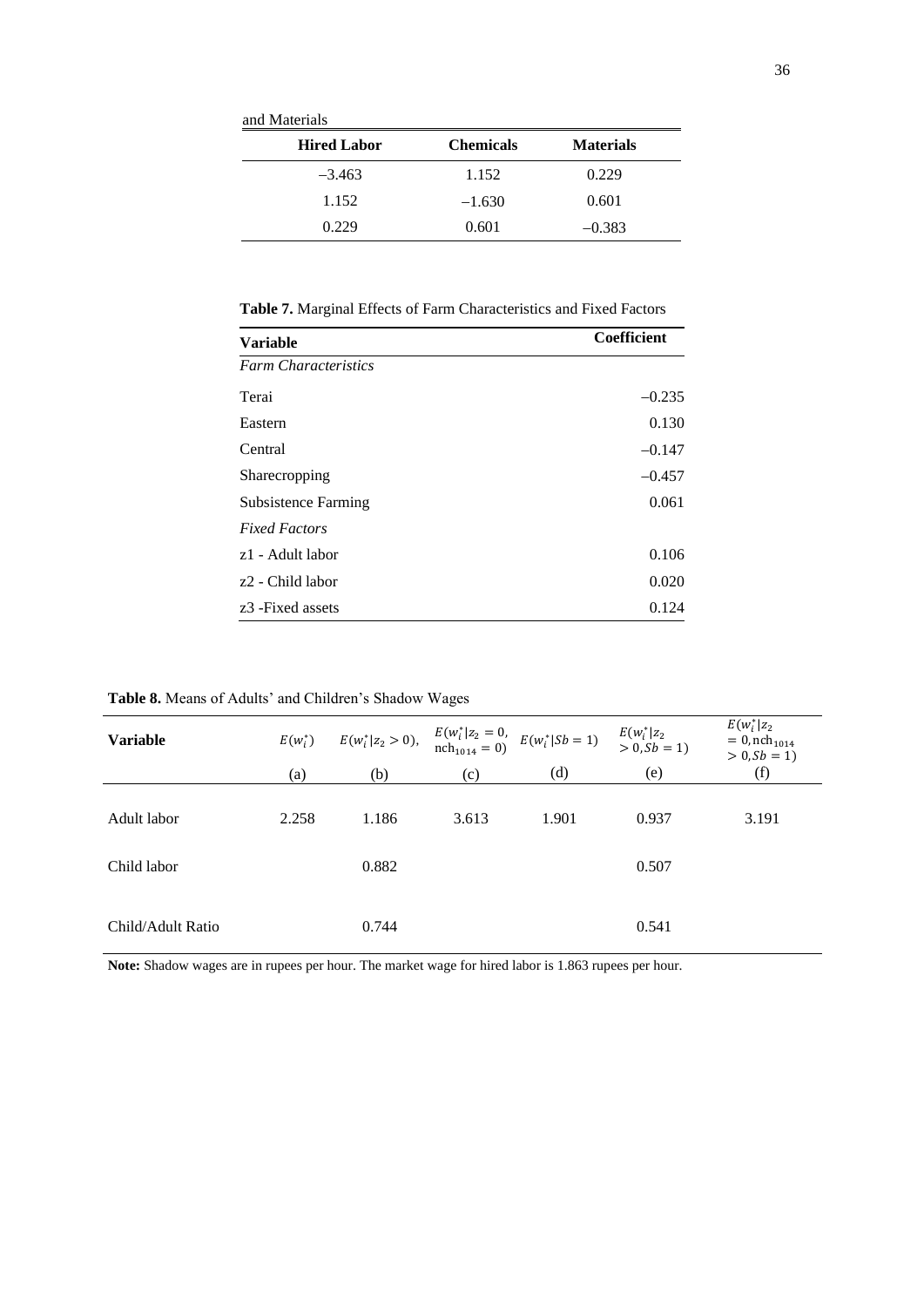and Materials

| Hired Labor | Chemicals | Materials |
|---|---|---|
| −3.463 | 1.152 | 0.229 |
| 1.152 | −1.630 | 0.601 |
| 0.229 | 0.601 | −0.383 |

**Table 7.** Marginal Effects of Farm Characteristics and Fixed Factors

| Variable | Coefficient |
|---|---|
| *Farm Characteristics* | |
| Terai | −0.235 |
| Eastern | 0.130 |
| Central | −0.147 |
| Sharecropping | −0.457 |
| Subsistence Farming | 0.061 |
| *Fixed Factors* | |
| z1 - Adult labor | 0.106 |
| z2 - Child labor | 0.020 |
| z3 -Fixed assets | 0.124 |

**Table 8.** Means of Adults' and Children's Shadow Wages

| Variable | $E(w_i^*)$ | $E(w_i^*\|z_2 > 0)$, | $E(w_i^*\|z_2 = 0, \mathrm{nch}_{1014} = 0)$ | $E(w_i^*\|Sb = 1)$ | $E(w_i^*\|z_2 > 0, Sb = 1)$ | $E(w_i^*\|z_2 = 0, \mathrm{nch}_{1014} > 0, Sb = 1)$ |
|---|---|---|---|---|---|---|
| | (a) | (b) | (c) | (d) | (e) | (f) |
| Adult labor | 2.258 | 1.186 | 3.613 | 1.901 | 0.937 | 3.191 |
| Child labor | | 0.882 | | | 0.507 | |
| Child/Adult Ratio | | 0.744 | | | 0.541 | |

**Note:** Shadow wages are in rupees per hour. The market wage for hired labor is 1.863 rupees per hour.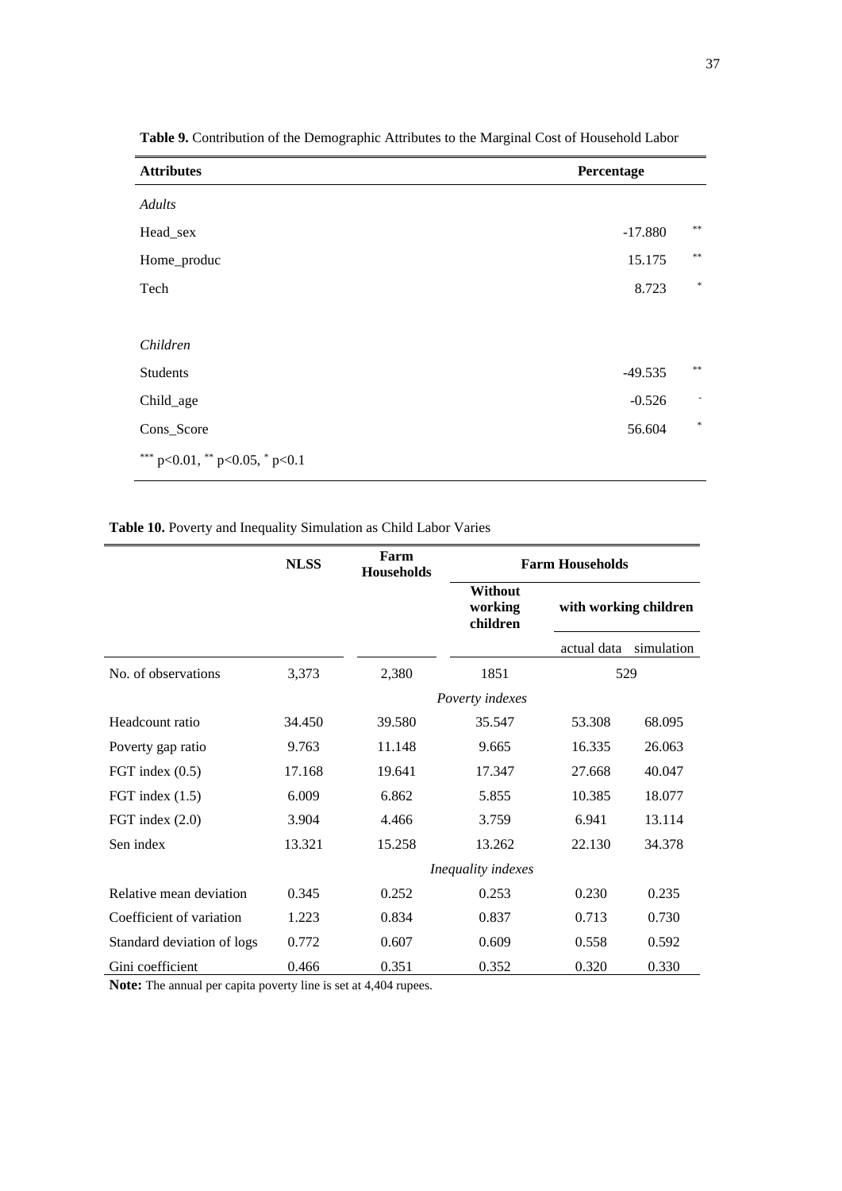**Table 9.** Contribution of the Demographic Attributes to the Marginal Cost of Household Labor

| Attributes | Percentage | |
|---|---|---|
| *Adults* | | |
| Head_sex | -17.880 | ** |
| Home_produc | 15.175 | ** |
| Tech | 8.723 | * |
| | | |
| *Children* | | |
| Students | -49.535 | ** |
| Child_age | -0.526 | - |
| Cons_Score | 56.604 | * |

*** p<0.01, ** p<0.05, * p<0.1

**Table 10.** Poverty and Inequality Simulation as Child Labor Varies

| | NLSS | Farm Households | Farm Households | | |
|---|---|---|---|---|---|
| | | | Without working children | with working children | |
| | | | | actual data | simulation |
| No. of observations | 3,373 | 2,380 | 1851 | 529 | |
| | | | *Poverty indexes* | | |
| Headcount ratio | 34.450 | 39.580 | 35.547 | 53.308 | 68.095 |
| Poverty gap ratio | 9.763 | 11.148 | 9.665 | 16.335 | 26.063 |
| FGT index (0.5) | 17.168 | 19.641 | 17.347 | 27.668 | 40.047 |
| FGT index (1.5) | 6.009 | 6.862 | 5.855 | 10.385 | 18.077 |
| FGT index (2.0) | 3.904 | 4.466 | 3.759 | 6.941 | 13.114 |
| Sen index | 13.321 | 15.258 | 13.262 | 22.130 | 34.378 |
| | | | *Inequality indexes* | | |
| Relative mean deviation | 0.345 | 0.252 | 0.253 | 0.230 | 0.235 |
| Coefficient of variation | 1.223 | 0.834 | 0.837 | 0.713 | 0.730 |
| Standard deviation of logs | 0.772 | 0.607 | 0.609 | 0.558 | 0.592 |
| Gini coefficient | 0.466 | 0.351 | 0.352 | 0.320 | 0.330 |

**Note:** The annual per capita poverty line is set at 4,404 rupees.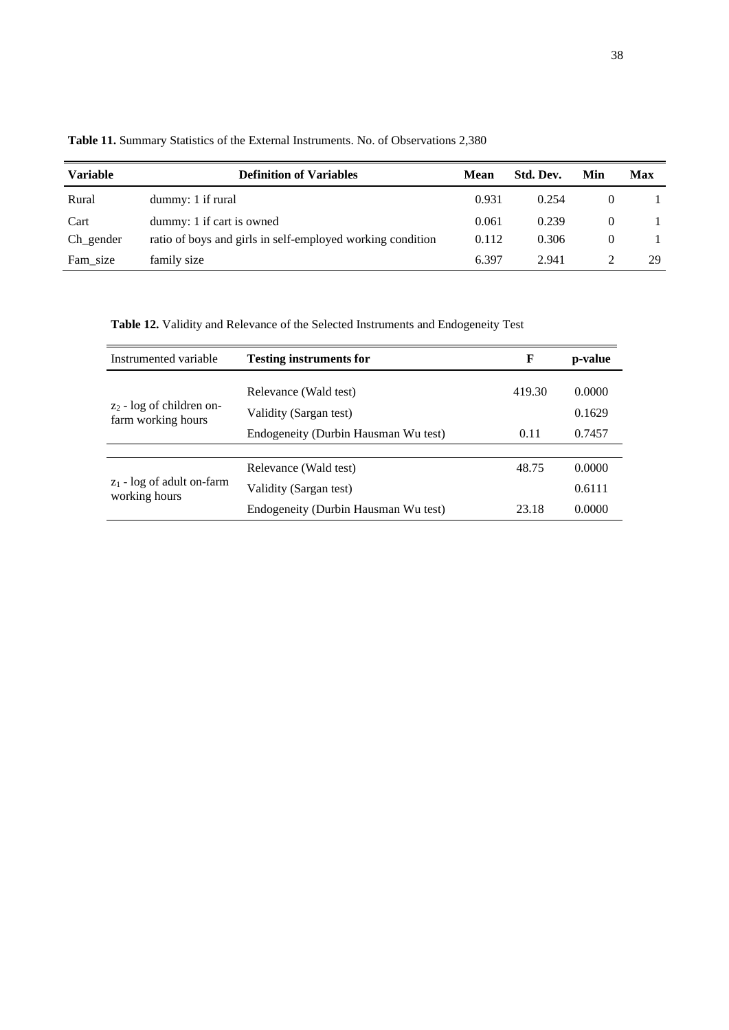**Table 11.** Summary Statistics of the External Instruments. No. of Observations 2,380

| Variable | Definition of Variables | Mean | Std. Dev. | Min | Max |
|---|---|---|---|---|---|
| Rural | dummy: 1 if rural | 0.931 | 0.254 | 0 | 1 |
| Cart | dummy: 1 if cart is owned | 0.061 | 0.239 | 0 | 1 |
| Ch_gender | ratio of boys and girls in self-employed working condition | 0.112 | 0.306 | 0 | 1 |
| Fam_size | family size | 6.397 | 2.941 | 2 | 29 |

**Table 12.** Validity and Relevance of the Selected Instruments and Endogeneity Test

| Instrumented variable | Testing instruments for | F | p-value |
|---|---|---|---|
| $z_2$ - log of children on-farm working hours | Relevance (Wald test) | 419.30 | 0.0000 |
| | Validity (Sargan test) | | 0.1629 |
| | Endogeneity (Durbin Hausman Wu test) | 0.11 | 0.7457 |
| $z_1$ - log of adult on-farm working hours | Relevance (Wald test) | 48.75 | 0.0000 |
| | Validity (Sargan test) | | 0.6111 |
| | Endogeneity (Durbin Hausman Wu test) | 23.18 | 0.0000 |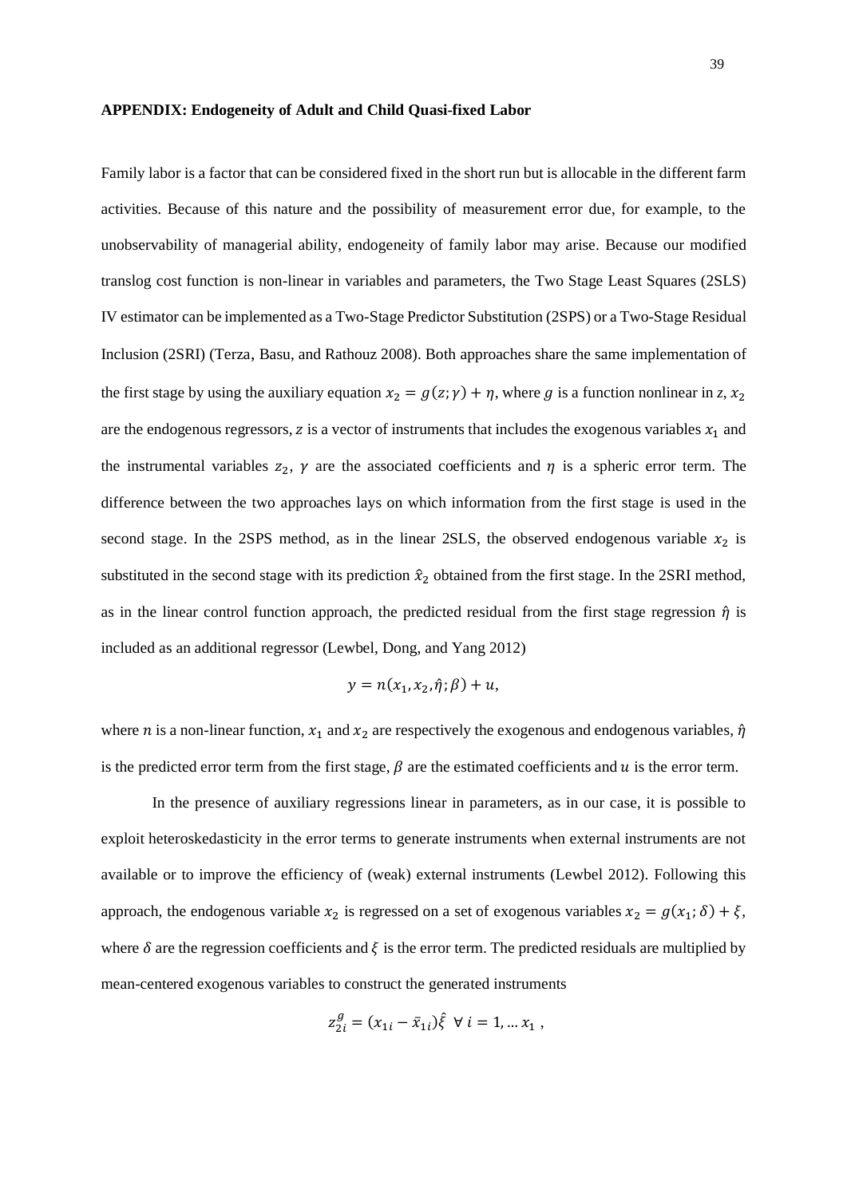**APPENDIX: Endogeneity of Adult and Child Quasi-fixed Labor**

Family labor is a factor that can be considered fixed in the short run but is allocable in the different farm activities. Because of this nature and the possibility of measurement error due, for example, to the unobservability of managerial ability, endogeneity of family labor may arise. Because our modified translog cost function is non-linear in variables and parameters, the Two Stage Least Squares (2SLS) IV estimator can be implemented as a Two-Stage Predictor Substitution (2SPS) or a Two-Stage Residual Inclusion (2SRI) (Terza, Basu, and Rathouz 2008). Both approaches share the same implementation of the first stage by using the auxiliary equation $x_2 = g(z;\gamma) + \eta$, where $g$ is a function nonlinear in $z$, $x_2$ are the endogenous regressors, $z$ is a vector of instruments that includes the exogenous variables $x_1$ and the instrumental variables $z_2$, $\gamma$ are the associated coefficients and $\eta$ is a spheric error term. The difference between the two approaches lays on which information from the first stage is used in the second stage. In the 2SPS method, as in the linear 2SLS, the observed endogenous variable $x_2$ is substituted in the second stage with its prediction $\hat{x}_2$ obtained from the first stage. In the 2SRI method, as in the linear control function approach, the predicted residual from the first stage regression $\hat{\eta}$ is included as an additional regressor (Lewbel, Dong, and Yang 2012)

$$y = n(x_1, x_2, \hat{\eta}; \beta) + u,$$

where $n$ is a non-linear function, $x_1$ and $x_2$ are respectively the exogenous and endogenous variables, $\hat{\eta}$ is the predicted error term from the first stage, $\beta$ are the estimated coefficients and $u$ is the error term.

In the presence of auxiliary regressions linear in parameters, as in our case, it is possible to exploit heteroskedasticity in the error terms to generate instruments when external instruments are not available or to improve the efficiency of (weak) external instruments (Lewbel 2012). Following this approach, the endogenous variable $x_2$ is regressed on a set of exogenous variables $x_2 = g(x_1; \delta) + \xi$, where $\delta$ are the regression coefficients and $\xi$ is the error term. The predicted residuals are multiplied by mean-centered exogenous variables to construct the generated instruments

$$z_{2i}^{g} = (x_{1i} - \bar{x}_{1i})\hat{\xi} \;\; \forall \; i = 1, \dots x_1 \, ,$$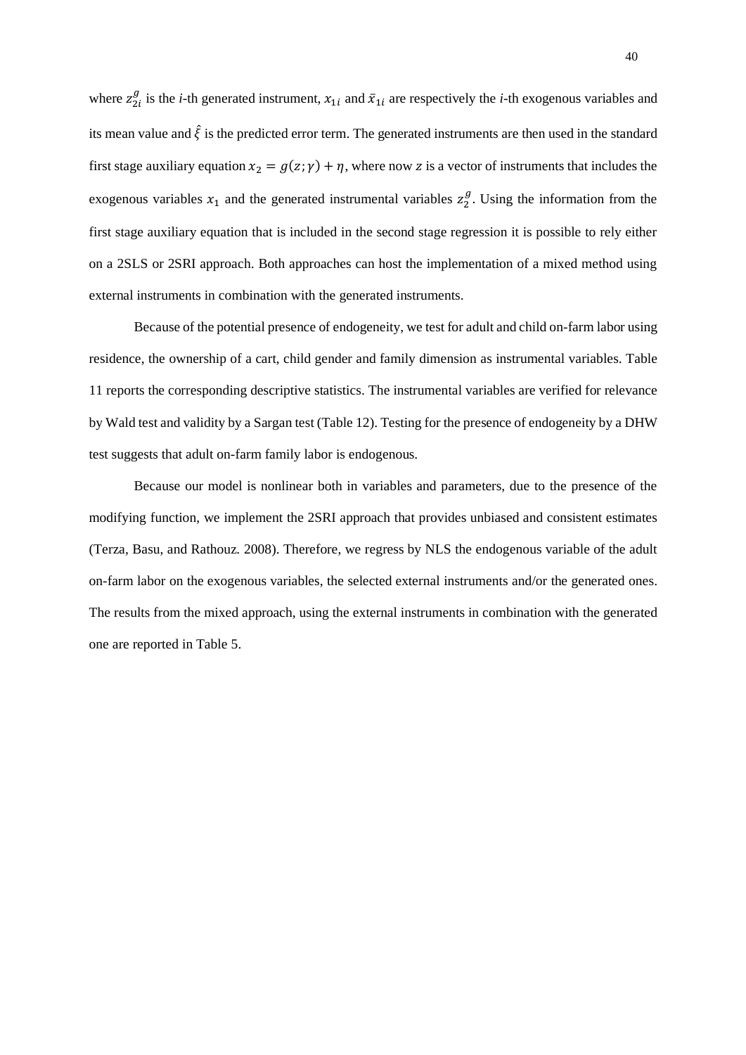where $z_{2i}^{g}$ is the *i*-th generated instrument, $x_{1i}$ and $\bar{x}_{1i}$ are respectively the *i*-th exogenous variables and its mean value and $\hat{\xi}$ is the predicted error term. The generated instruments are then used in the standard first stage auxiliary equation $x_2 = g(z;\gamma) + \eta$, where now $z$ is a vector of instruments that includes the exogenous variables $x_1$ and the generated instrumental variables $z_2^{g}$. Using the information from the first stage auxiliary equation that is included in the second stage regression it is possible to rely either on a 2SLS or 2SRI approach. Both approaches can host the implementation of a mixed method using external instruments in combination with the generated instruments.

Because of the potential presence of endogeneity, we test for adult and child on-farm labor using residence, the ownership of a cart, child gender and family dimension as instrumental variables. Table 11 reports the corresponding descriptive statistics. The instrumental variables are verified for relevance by Wald test and validity by a Sargan test (Table 12). Testing for the presence of endogeneity by a DHW test suggests that adult on-farm family labor is endogenous.

Because our model is nonlinear both in variables and parameters, due to the presence of the modifying function, we implement the 2SRI approach that provides unbiased and consistent estimates (Terza, Basu, and Rathouz. 2008). Therefore, we regress by NLS the endogenous variable of the adult on-farm labor on the exogenous variables, the selected external instruments and/or the generated ones. The results from the mixed approach, using the external instruments in combination with the generated one are reported in Table 5.